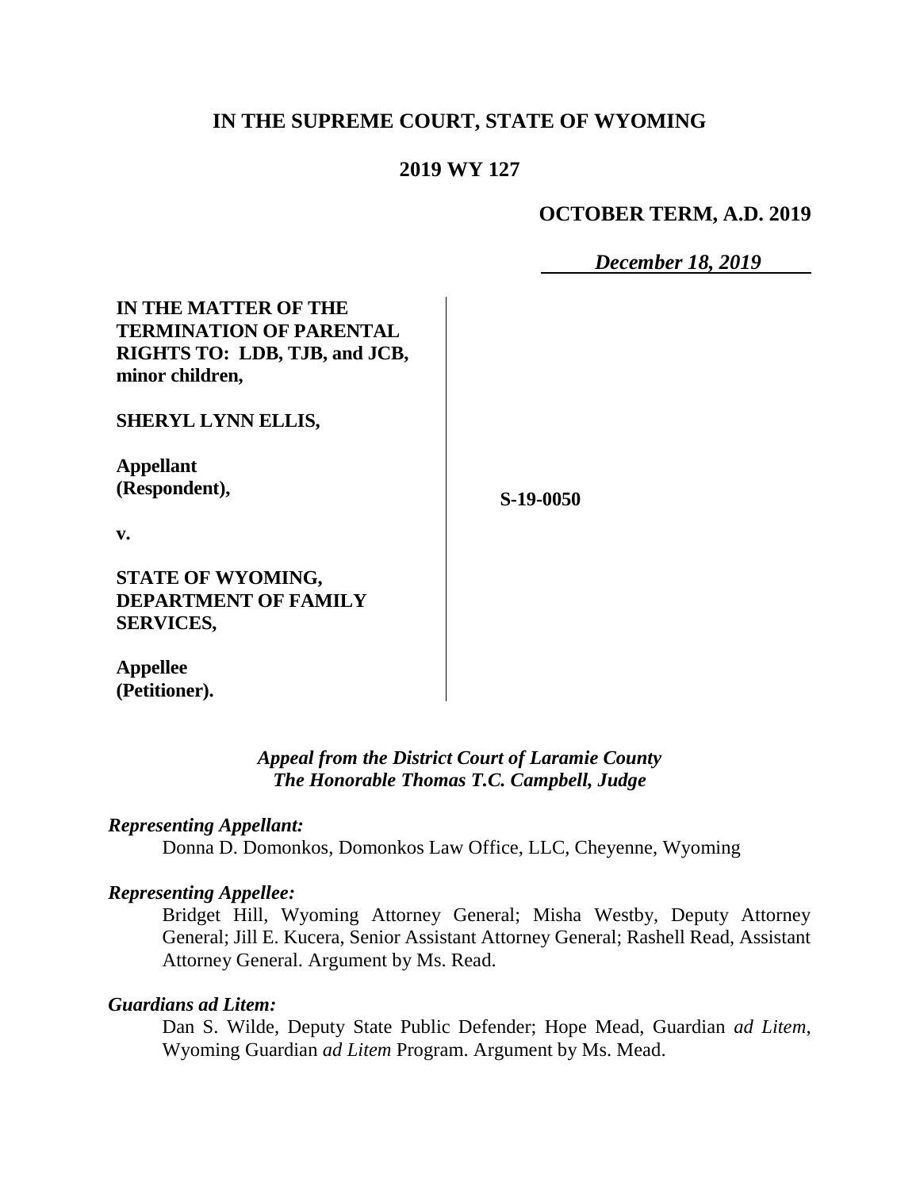# IN THE SUPREME COURT, STATE OF WYOMING

## 2019 WY 127

**OCTOBER TERM, A.D. 2019**

***December 18, 2019***

**IN THE MATTER OF THE TERMINATION OF PARENTAL RIGHTS TO: LDB, TJB, and JCB, minor children,**

**SHERYL LYNN ELLIS,**

**Appellant (Respondent),**

**v.**

**STATE OF WYOMING, DEPARTMENT OF FAMILY SERVICES,**

**Appellee (Petitioner).**

**S-19-0050**

***Appeal from the District Court of Laramie County***
***The Honorable Thomas T.C. Campbell, Judge***

***Representing Appellant:***

Donna D. Domonkos, Domonkos Law Office, LLC, Cheyenne, Wyoming

***Representing Appellee:***

Bridget Hill, Wyoming Attorney General; Misha Westby, Deputy Attorney General; Jill E. Kucera, Senior Assistant Attorney General; Rashell Read, Assistant Attorney General. Argument by Ms. Read.

***Guardians ad Litem:***

Dan S. Wilde, Deputy State Public Defender; Hope Mead, Guardian *ad Litem*, Wyoming Guardian *ad Litem* Program. Argument by Ms. Mead.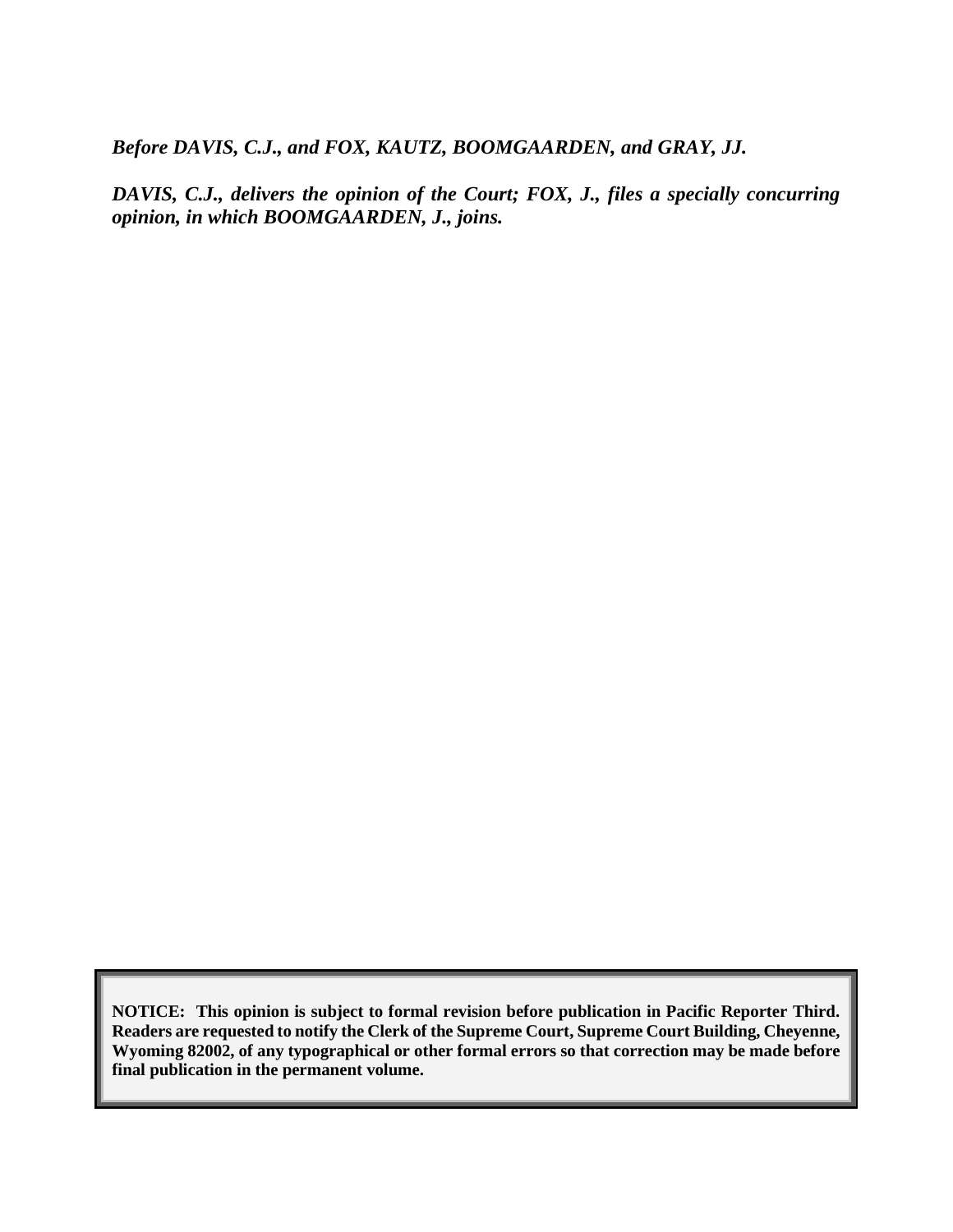***Before DAVIS, C.J., and FOX, KAUTZ, BOOMGAARDEN, and GRAY, JJ.***

***DAVIS, C.J., delivers the opinion of the Court; FOX, J., files a specially concurring opinion, in which BOOMGAARDEN, J., joins.***

**NOTICE: This opinion is subject to formal revision before publication in Pacific Reporter Third. Readers are requested to notify the Clerk of the Supreme Court, Supreme Court Building, Cheyenne, Wyoming 82002, of any typographical or other formal errors so that correction may be made before final publication in the permanent volume.**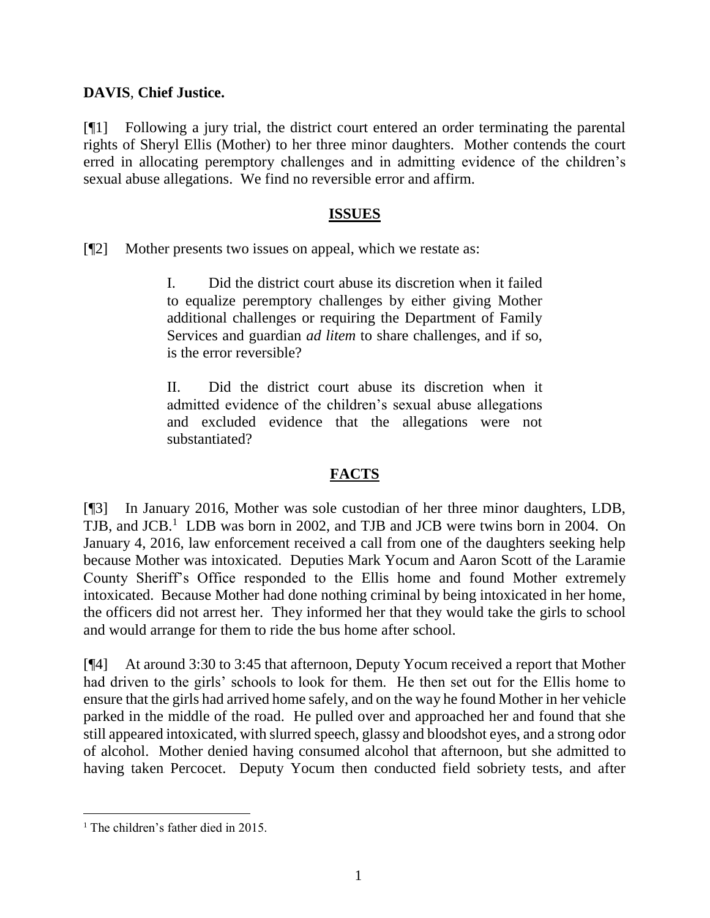**DAVIS**, **Chief Justice.**

[¶1] Following a jury trial, the district court entered an order terminating the parental rights of Sheryl Ellis (Mother) to her three minor daughters. Mother contends the court erred in allocating peremptory challenges and in admitting evidence of the children's sexual abuse allegations. We find no reversible error and affirm.

## ISSUES

[¶2] Mother presents two issues on appeal, which we restate as:

> I. Did the district court abuse its discretion when it failed to equalize peremptory challenges by either giving Mother additional challenges or requiring the Department of Family Services and guardian *ad litem* to share challenges, and if so, is the error reversible?
>
> II. Did the district court abuse its discretion when it admitted evidence of the children's sexual abuse allegations and excluded evidence that the allegations were not substantiated?

## FACTS

[¶3] In January 2016, Mother was sole custodian of her three minor daughters, LDB, TJB, and JCB.[1] LDB was born in 2002, and TJB and JCB were twins born in 2004. On January 4, 2016, law enforcement received a call from one of the daughters seeking help because Mother was intoxicated. Deputies Mark Yocum and Aaron Scott of the Laramie County Sheriff's Office responded to the Ellis home and found Mother extremely intoxicated. Because Mother had done nothing criminal by being intoxicated in her home, the officers did not arrest her. They informed her that they would take the girls to school and would arrange for them to ride the bus home after school.

[¶4] At around 3:30 to 3:45 that afternoon, Deputy Yocum received a report that Mother had driven to the girls' schools to look for them. He then set out for the Ellis home to ensure that the girls had arrived home safely, and on the way he found Mother in her vehicle parked in the middle of the road. He pulled over and approached her and found that she still appeared intoxicated, with slurred speech, glassy and bloodshot eyes, and a strong odor of alcohol. Mother denied having consumed alcohol that afternoon, but she admitted to having taken Percocet. Deputy Yocum then conducted field sobriety tests, and after

[1] The children's father died in 2015.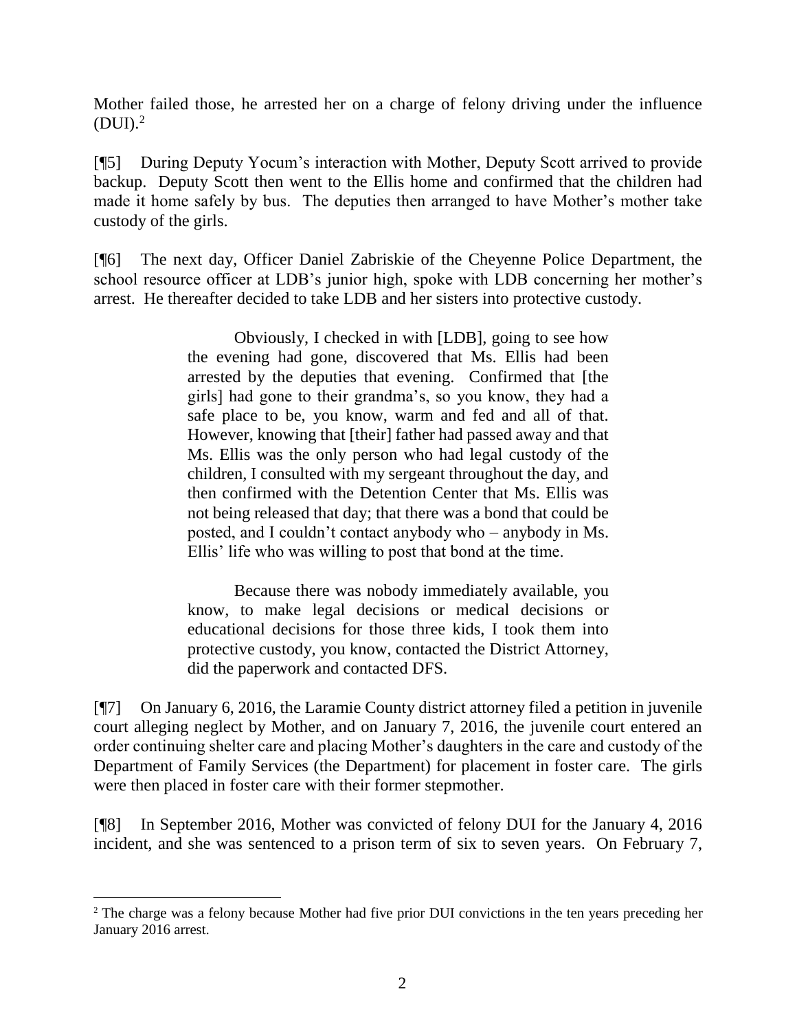Mother failed those, he arrested her on a charge of felony driving under the influence (DUI).[2]

[¶5] During Deputy Yocum's interaction with Mother, Deputy Scott arrived to provide backup. Deputy Scott then went to the Ellis home and confirmed that the children had made it home safely by bus. The deputies then arranged to have Mother's mother take custody of the girls.

[¶6] The next day, Officer Daniel Zabriskie of the Cheyenne Police Department, the school resource officer at LDB's junior high, spoke with LDB concerning her mother's arrest. He thereafter decided to take LDB and her sisters into protective custody.

> Obviously, I checked in with [LDB], going to see how the evening had gone, discovered that Ms. Ellis had been arrested by the deputies that evening. Confirmed that [the girls] had gone to their grandma's, so you know, they had a safe place to be, you know, warm and fed and all of that. However, knowing that [their] father had passed away and that Ms. Ellis was the only person who had legal custody of the children, I consulted with my sergeant throughout the day, and then confirmed with the Detention Center that Ms. Ellis was not being released that day; that there was a bond that could be posted, and I couldn't contact anybody who – anybody in Ms. Ellis' life who was willing to post that bond at the time.
>
> Because there was nobody immediately available, you know, to make legal decisions or medical decisions or educational decisions for those three kids, I took them into protective custody, you know, contacted the District Attorney, did the paperwork and contacted DFS.

[¶7] On January 6, 2016, the Laramie County district attorney filed a petition in juvenile court alleging neglect by Mother, and on January 7, 2016, the juvenile court entered an order continuing shelter care and placing Mother's daughters in the care and custody of the Department of Family Services (the Department) for placement in foster care. The girls were then placed in foster care with their former stepmother.

[¶8] In September 2016, Mother was convicted of felony DUI for the January 4, 2016 incident, and she was sentenced to a prison term of six to seven years. On February 7,

---

[2] The charge was a felony because Mother had five prior DUI convictions in the ten years preceding her January 2016 arrest.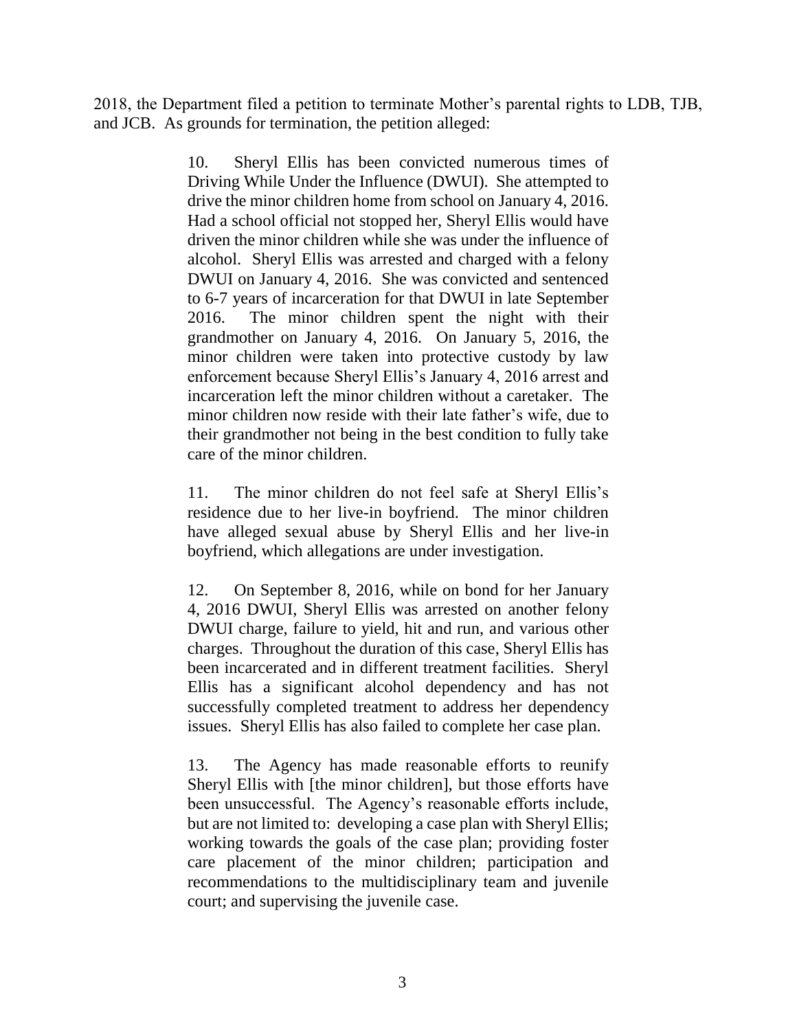2018, the Department filed a petition to terminate Mother's parental rights to LDB, TJB, and JCB. As grounds for termination, the petition alleged:

> 10. Sheryl Ellis has been convicted numerous times of Driving While Under the Influence (DWUI). She attempted to drive the minor children home from school on January 4, 2016. Had a school official not stopped her, Sheryl Ellis would have driven the minor children while she was under the influence of alcohol. Sheryl Ellis was arrested and charged with a felony DWUI on January 4, 2016. She was convicted and sentenced to 6-7 years of incarceration for that DWUI in late September 2016. The minor children spent the night with their grandmother on January 4, 2016. On January 5, 2016, the minor children were taken into protective custody by law enforcement because Sheryl Ellis's January 4, 2016 arrest and incarceration left the minor children without a caretaker. The minor children now reside with their late father's wife, due to their grandmother not being in the best condition to fully take care of the minor children.
>
> 11. The minor children do not feel safe at Sheryl Ellis's residence due to her live-in boyfriend. The minor children have alleged sexual abuse by Sheryl Ellis and her live-in boyfriend, which allegations are under investigation.
>
> 12. On September 8, 2016, while on bond for her January 4, 2016 DWUI, Sheryl Ellis was arrested on another felony DWUI charge, failure to yield, hit and run, and various other charges. Throughout the duration of this case, Sheryl Ellis has been incarcerated and in different treatment facilities. Sheryl Ellis has a significant alcohol dependency and has not successfully completed treatment to address her dependency issues. Sheryl Ellis has also failed to complete her case plan.
>
> 13. The Agency has made reasonable efforts to reunify Sheryl Ellis with [the minor children], but those efforts have been unsuccessful. The Agency's reasonable efforts include, but are not limited to: developing a case plan with Sheryl Ellis; working towards the goals of the case plan; providing foster care placement of the minor children; participation and recommendations to the multidisciplinary team and juvenile court; and supervising the juvenile case.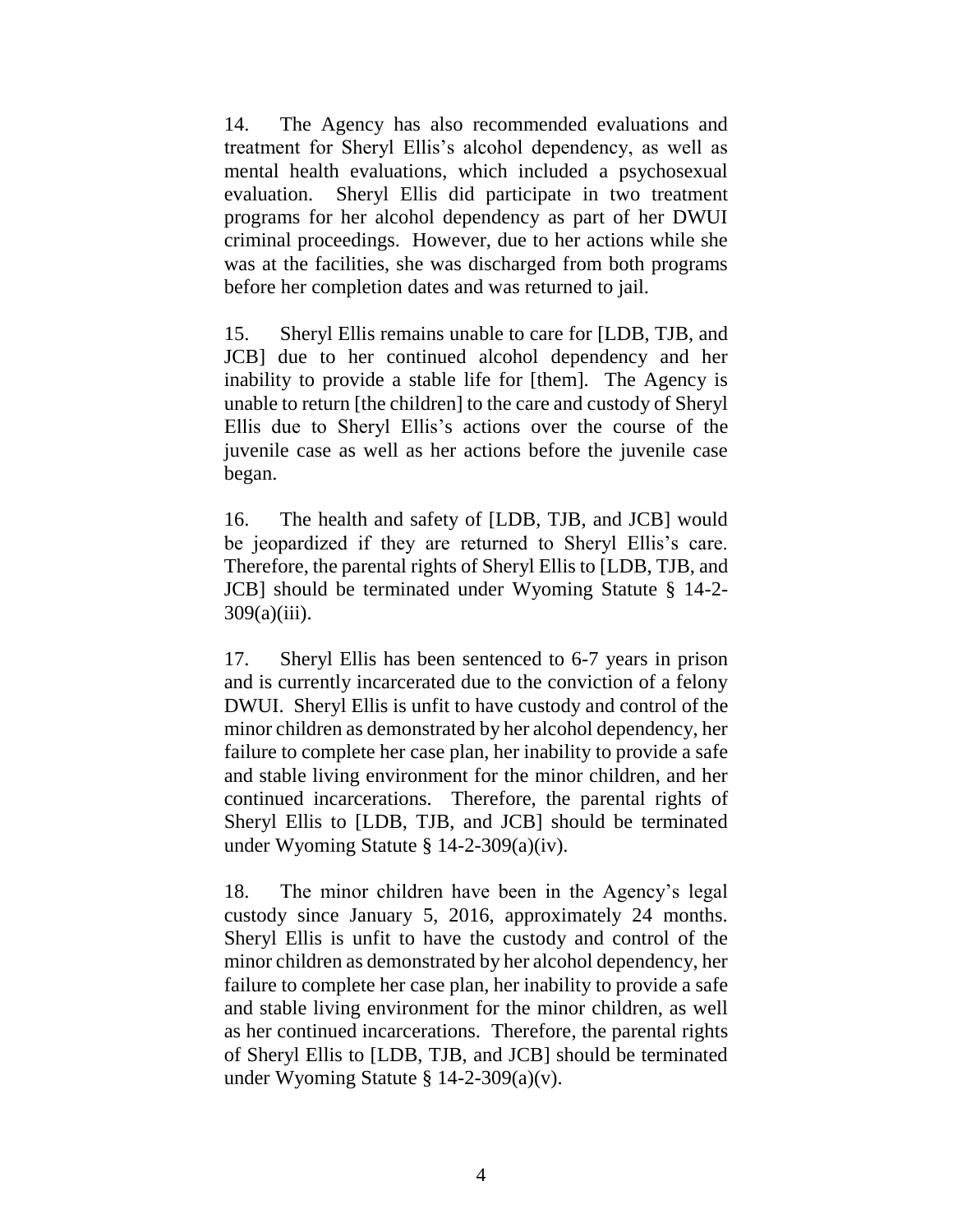14. The Agency has also recommended evaluations and treatment for Sheryl Ellis's alcohol dependency, as well as mental health evaluations, which included a psychosexual evaluation. Sheryl Ellis did participate in two treatment programs for her alcohol dependency as part of her DWUI criminal proceedings. However, due to her actions while she was at the facilities, she was discharged from both programs before her completion dates and was returned to jail.

15. Sheryl Ellis remains unable to care for [LDB, TJB, and JCB] due to her continued alcohol dependency and her inability to provide a stable life for [them]. The Agency is unable to return [the children] to the care and custody of Sheryl Ellis due to Sheryl Ellis's actions over the course of the juvenile case as well as her actions before the juvenile case began.

16. The health and safety of [LDB, TJB, and JCB] would be jeopardized if they are returned to Sheryl Ellis's care. Therefore, the parental rights of Sheryl Ellis to [LDB, TJB, and JCB] should be terminated under Wyoming Statute § 14-2-309(a)(iii).

17. Sheryl Ellis has been sentenced to 6-7 years in prison and is currently incarcerated due to the conviction of a felony DWUI. Sheryl Ellis is unfit to have custody and control of the minor children as demonstrated by her alcohol dependency, her failure to complete her case plan, her inability to provide a safe and stable living environment for the minor children, and her continued incarcerations. Therefore, the parental rights of Sheryl Ellis to [LDB, TJB, and JCB] should be terminated under Wyoming Statute § 14-2-309(a)(iv).

18. The minor children have been in the Agency's legal custody since January 5, 2016, approximately 24 months. Sheryl Ellis is unfit to have the custody and control of the minor children as demonstrated by her alcohol dependency, her failure to complete her case plan, her inability to provide a safe and stable living environment for the minor children, as well as her continued incarcerations. Therefore, the parental rights of Sheryl Ellis to [LDB, TJB, and JCB] should be terminated under Wyoming Statute § 14-2-309(a)(v).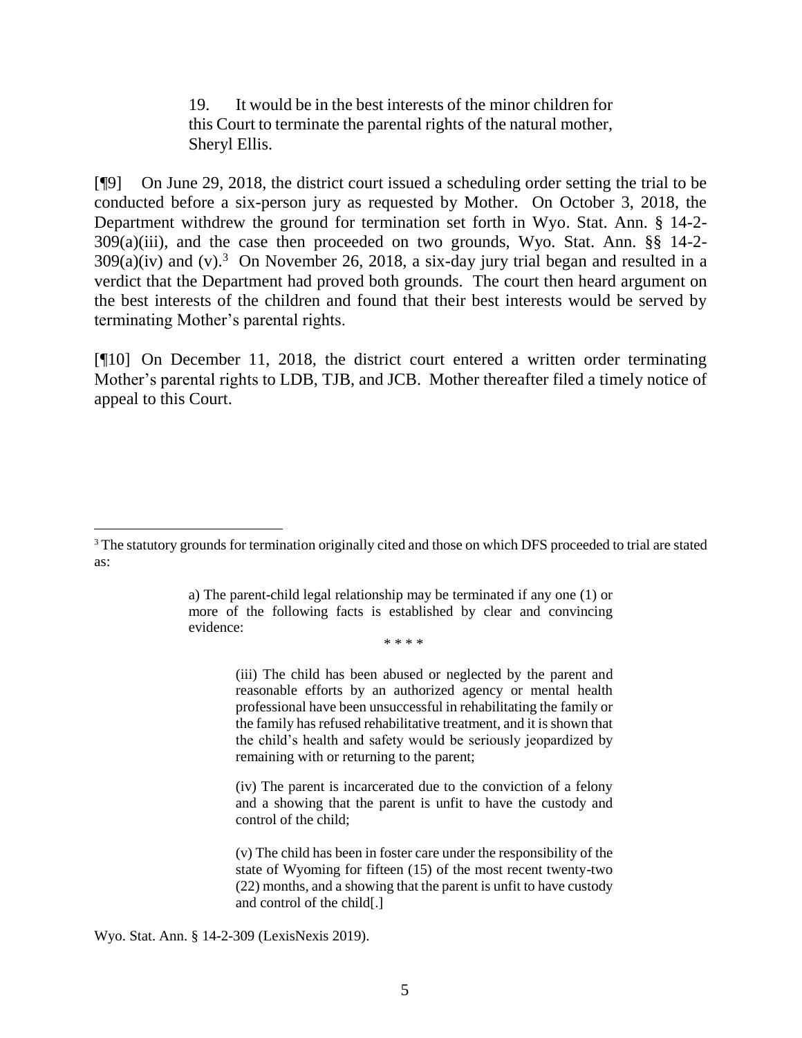> 19. It would be in the best interests of the minor children for this Court to terminate the parental rights of the natural mother, Sheryl Ellis.

[¶9] On June 29, 2018, the district court issued a scheduling order setting the trial to be conducted before a six-person jury as requested by Mother. On October 3, 2018, the Department withdrew the ground for termination set forth in Wyo. Stat. Ann. § 14-2-309(a)(iii), and the case then proceeded on two grounds, Wyo. Stat. Ann. §§ 14-2-309(a)(iv) and (v).[3] On November 26, 2018, a six-day jury trial began and resulted in a verdict that the Department had proved both grounds. The court then heard argument on the best interests of the children and found that their best interests would be served by terminating Mother's parental rights.

[¶10] On December 11, 2018, the district court entered a written order terminating Mother's parental rights to LDB, TJB, and JCB. Mother thereafter filed a timely notice of appeal to this Court.

---

[3] The statutory grounds for termination originally cited and those on which DFS proceeded to trial are stated as:

> a) The parent-child legal relationship may be terminated if any one (1) or more of the following facts is established by clear and convincing evidence:
>
> \* \* \* \*
>
> (iii) The child has been abused or neglected by the parent and reasonable efforts by an authorized agency or mental health professional have been unsuccessful in rehabilitating the family or the family has refused rehabilitative treatment, and it is shown that the child's health and safety would be seriously jeopardized by remaining with or returning to the parent;
>
> (iv) The parent is incarcerated due to the conviction of a felony and a showing that the parent is unfit to have the custody and control of the child;
>
> (v) The child has been in foster care under the responsibility of the state of Wyoming for fifteen (15) of the most recent twenty-two (22) months, and a showing that the parent is unfit to have custody and control of the child[.]

Wyo. Stat. Ann. § 14-2-309 (LexisNexis 2019).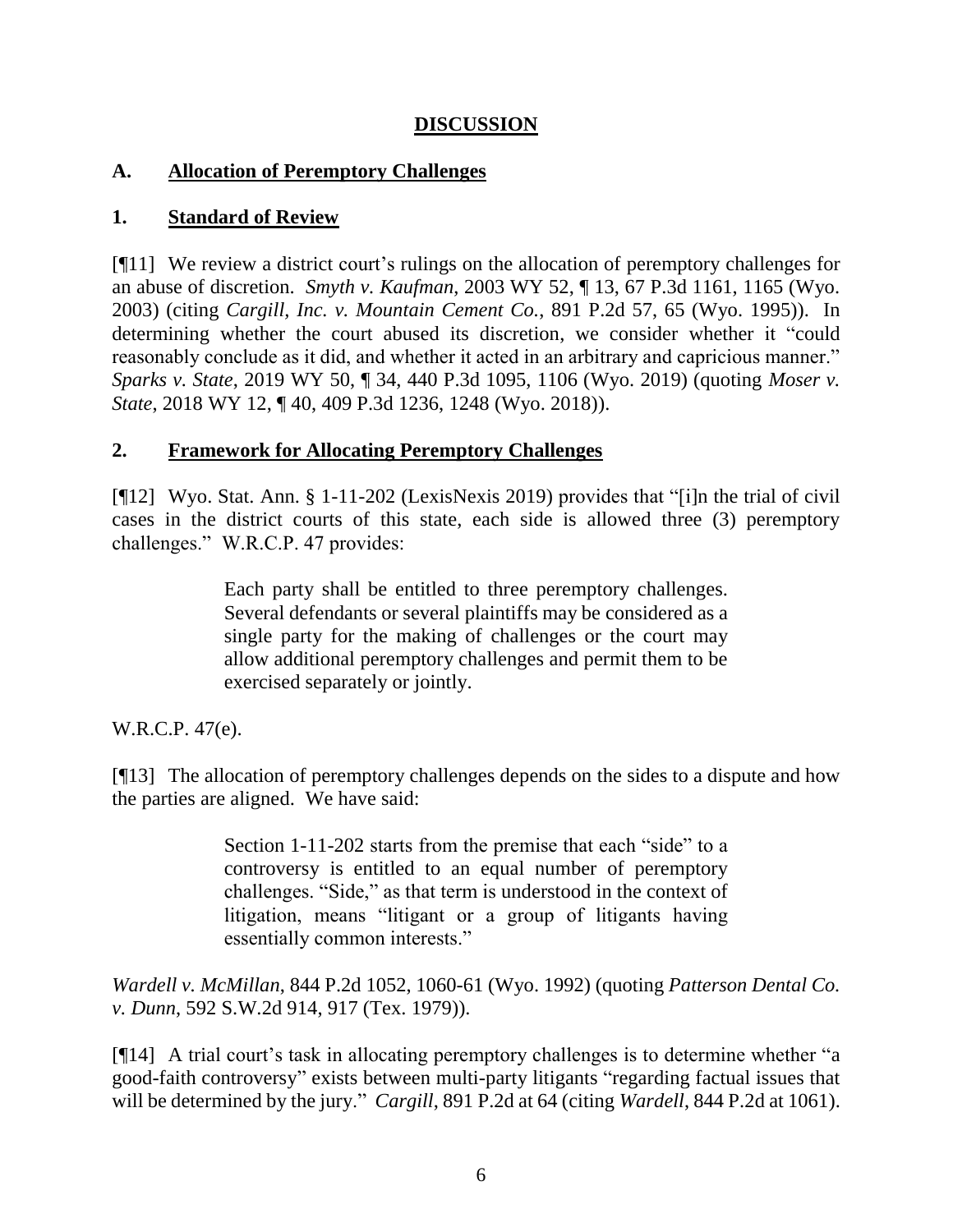## **DISCUSSION**

### A. **Allocation of Peremptory Challenges**

### 1. **Standard of Review**

[¶11] We review a district court's rulings on the allocation of peremptory challenges for an abuse of discretion. *Smyth v. Kaufman*, 2003 WY 52, ¶ 13, 67 P.3d 1161, 1165 (Wyo. 2003) (citing *Cargill, Inc. v. Mountain Cement Co.*, 891 P.2d 57, 65 (Wyo. 1995)). In determining whether the court abused its discretion, we consider whether it "could reasonably conclude as it did, and whether it acted in an arbitrary and capricious manner." *Sparks v. State*, 2019 WY 50, ¶ 34, 440 P.3d 1095, 1106 (Wyo. 2019) (quoting *Moser v. State*, 2018 WY 12, ¶ 40, 409 P.3d 1236, 1248 (Wyo. 2018)).

### 2. **Framework for Allocating Peremptory Challenges**

[¶12] Wyo. Stat. Ann. § 1-11-202 (LexisNexis 2019) provides that "[i]n the trial of civil cases in the district courts of this state, each side is allowed three (3) peremptory challenges." W.R.C.P. 47 provides:

> Each party shall be entitled to three peremptory challenges. Several defendants or several plaintiffs may be considered as a single party for the making of challenges or the court may allow additional peremptory challenges and permit them to be exercised separately or jointly.

W.R.C.P. 47(e).

[¶13] The allocation of peremptory challenges depends on the sides to a dispute and how the parties are aligned. We have said:

> Section 1-11-202 starts from the premise that each "side" to a controversy is entitled to an equal number of peremptory challenges. "Side," as that term is understood in the context of litigation, means "litigant or a group of litigants having essentially common interests."

*Wardell v. McMillan*, 844 P.2d 1052, 1060-61 (Wyo. 1992) (quoting *Patterson Dental Co. v. Dunn*, 592 S.W.2d 914, 917 (Tex. 1979)).

[¶14] A trial court's task in allocating peremptory challenges is to determine whether "a good-faith controversy" exists between multi-party litigants "regarding factual issues that will be determined by the jury." *Cargill*, 891 P.2d at 64 (citing *Wardell*, 844 P.2d at 1061).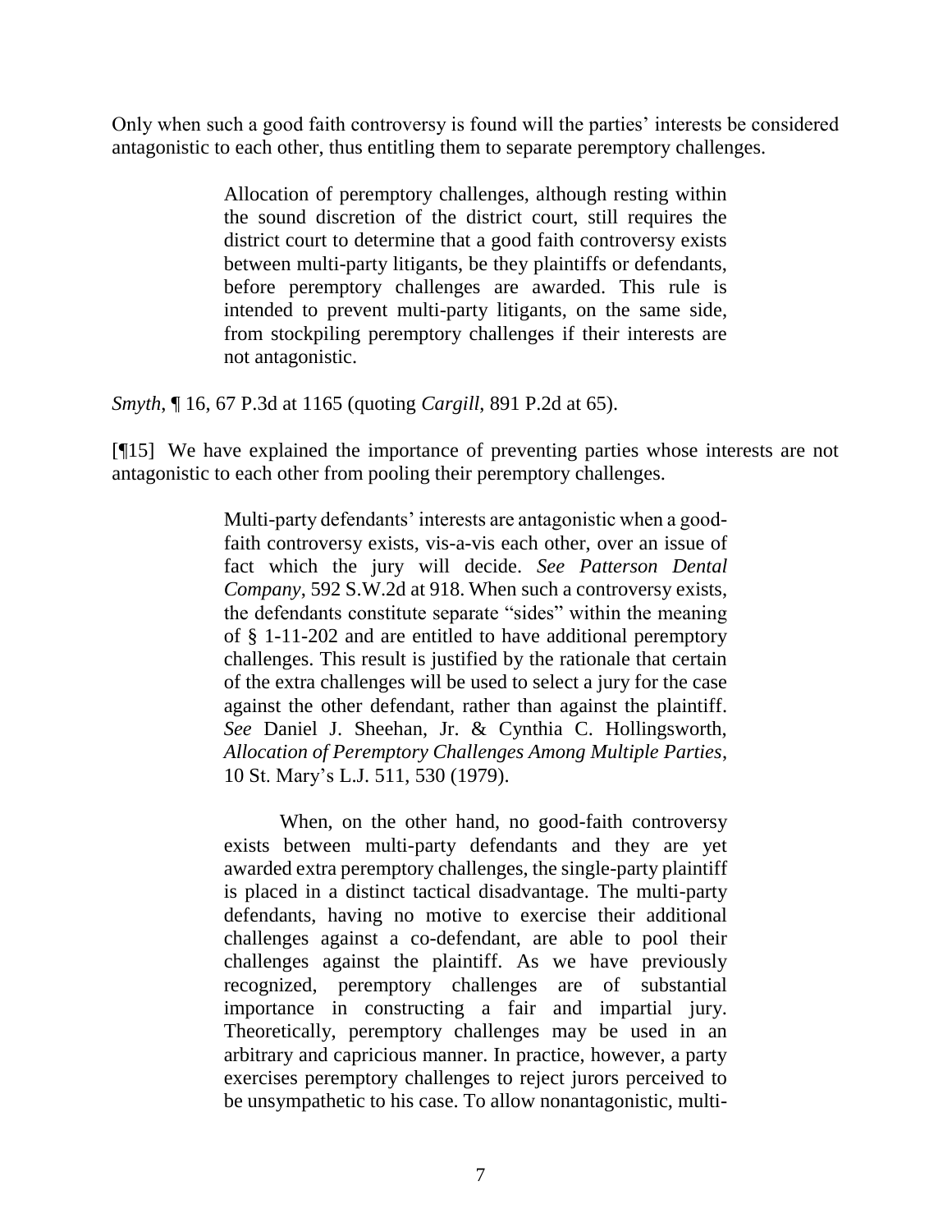Only when such a good faith controversy is found will the parties' interests be considered antagonistic to each other, thus entitling them to separate peremptory challenges.

> Allocation of peremptory challenges, although resting within the sound discretion of the district court, still requires the district court to determine that a good faith controversy exists between multi-party litigants, be they plaintiffs or defendants, before peremptory challenges are awarded. This rule is intended to prevent multi-party litigants, on the same side, from stockpiling peremptory challenges if their interests are not antagonistic.

*Smyth*, ¶ 16, 67 P.3d at 1165 (quoting *Cargill*, 891 P.2d at 65).

[¶15] We have explained the importance of preventing parties whose interests are not antagonistic to each other from pooling their peremptory challenges.

> Multi-party defendants' interests are antagonistic when a good-faith controversy exists, vis-a-vis each other, over an issue of fact which the jury will decide. *See Patterson Dental Company*, 592 S.W.2d at 918. When such a controversy exists, the defendants constitute separate "sides" within the meaning of § 1-11-202 and are entitled to have additional peremptory challenges. This result is justified by the rationale that certain of the extra challenges will be used to select a jury for the case against the other defendant, rather than against the plaintiff. *See* Daniel J. Sheehan, Jr. & Cynthia C. Hollingsworth, *Allocation of Peremptory Challenges Among Multiple Parties*, 10 St. Mary's L.J. 511, 530 (1979).
>
> When, on the other hand, no good-faith controversy exists between multi-party defendants and they are yet awarded extra peremptory challenges, the single-party plaintiff is placed in a distinct tactical disadvantage. The multi-party defendants, having no motive to exercise their additional challenges against a co-defendant, are able to pool their challenges against the plaintiff. As we have previously recognized, peremptory challenges are of substantial importance in constructing a fair and impartial jury. Theoretically, peremptory challenges may be used in an arbitrary and capricious manner. In practice, however, a party exercises peremptory challenges to reject jurors perceived to be unsympathetic to his case. To allow nonantagonistic, multi-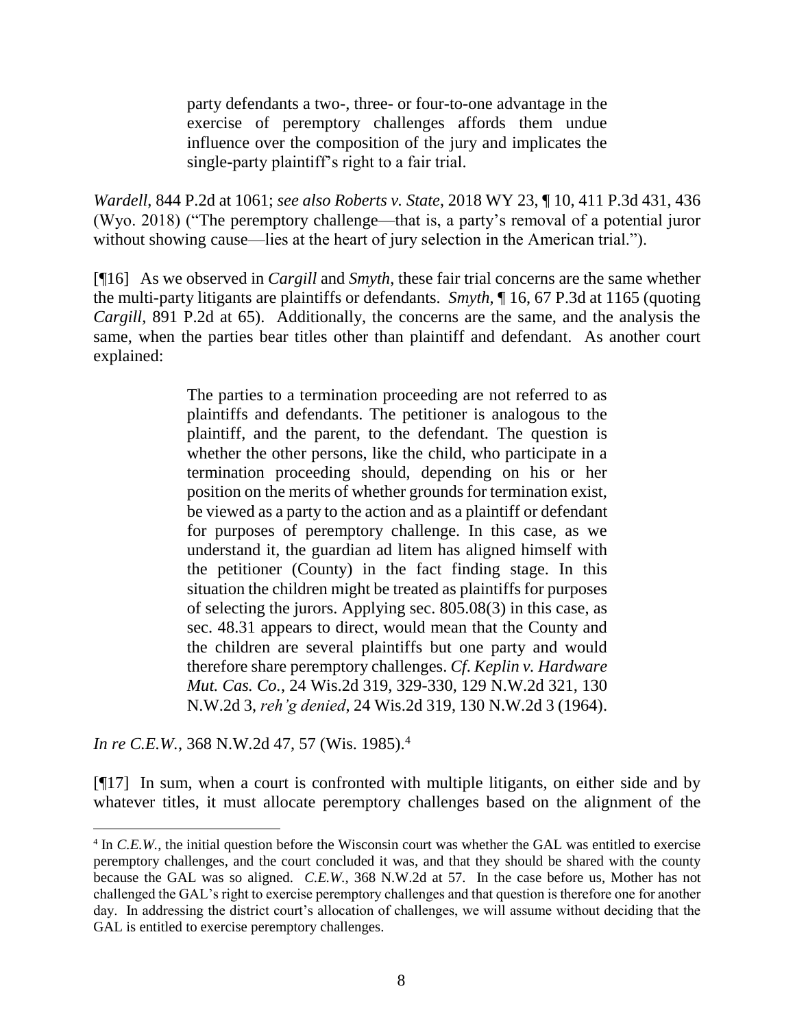> party defendants a two-, three- or four-to-one advantage in the exercise of peremptory challenges affords them undue influence over the composition of the jury and implicates the single-party plaintiff's right to a fair trial.

*Wardell*, 844 P.2d at 1061; *see also Roberts v. State*, 2018 WY 23, ¶ 10, 411 P.3d 431, 436 (Wyo. 2018) ("The peremptory challenge—that is, a party's removal of a potential juror without showing cause—lies at the heart of jury selection in the American trial.").

[¶16] As we observed in *Cargill* and *Smyth*, these fair trial concerns are the same whether the multi-party litigants are plaintiffs or defendants. *Smyth*, ¶ 16, 67 P.3d at 1165 (quoting *Cargill*, 891 P.2d at 65). Additionally, the concerns are the same, and the analysis the same, when the parties bear titles other than plaintiff and defendant. As another court explained:

> The parties to a termination proceeding are not referred to as plaintiffs and defendants. The petitioner is analogous to the plaintiff, and the parent, to the defendant. The question is whether the other persons, like the child, who participate in a termination proceeding should, depending on his or her position on the merits of whether grounds for termination exist, be viewed as a party to the action and as a plaintiff or defendant for purposes of peremptory challenge. In this case, as we understand it, the guardian ad litem has aligned himself with the petitioner (County) in the fact finding stage. In this situation the children might be treated as plaintiffs for purposes of selecting the jurors. Applying sec. 805.08(3) in this case, as sec. 48.31 appears to direct, would mean that the County and the children are several plaintiffs but one party and would therefore share peremptory challenges. *Cf. Keplin v. Hardware Mut. Cas. Co.*, 24 Wis.2d 319, 329-330, 129 N.W.2d 321, 130 N.W.2d 3, *reh'g denied*, 24 Wis.2d 319, 130 N.W.2d 3 (1964).

*In re C.E.W.*, 368 N.W.2d 47, 57 (Wis. 1985).[4]

[¶17] In sum, when a court is confronted with multiple litigants, on either side and by whatever titles, it must allocate peremptory challenges based on the alignment of the

---

[4] In *C.E.W.*, the initial question before the Wisconsin court was whether the GAL was entitled to exercise peremptory challenges, and the court concluded it was, and that they should be shared with the county because the GAL was so aligned. *C.E.W.*, 368 N.W.2d at 57. In the case before us, Mother has not challenged the GAL's right to exercise peremptory challenges and that question is therefore one for another day. In addressing the district court's allocation of challenges, we will assume without deciding that the GAL is entitled to exercise peremptory challenges.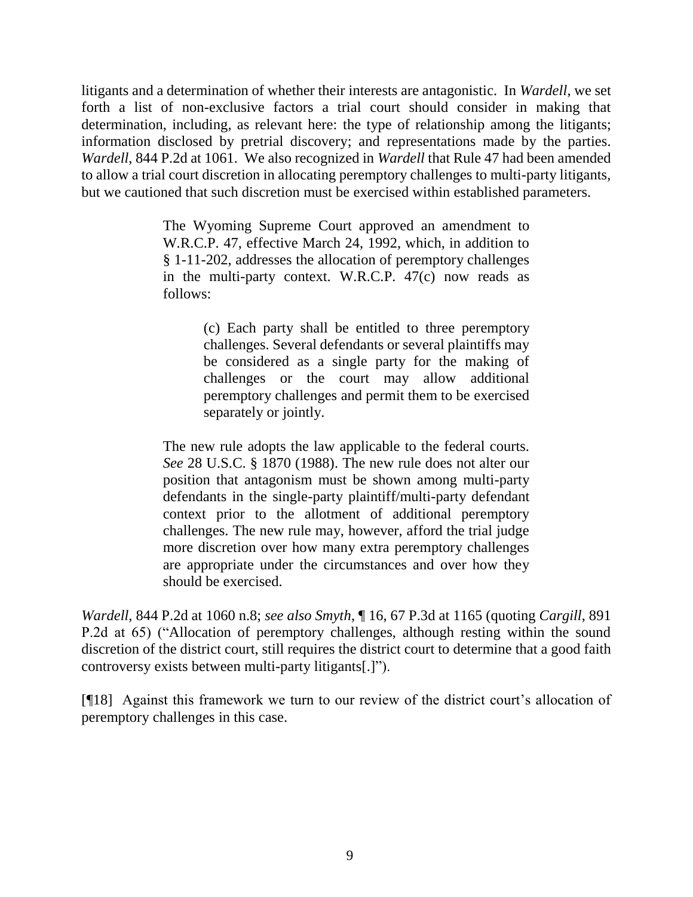litigants and a determination of whether their interests are antagonistic. In *Wardell*, we set forth a list of non-exclusive factors a trial court should consider in making that determination, including, as relevant here: the type of relationship among the litigants; information disclosed by pretrial discovery; and representations made by the parties. *Wardell*, 844 P.2d at 1061. We also recognized in *Wardell* that Rule 47 had been amended to allow a trial court discretion in allocating peremptory challenges to multi-party litigants, but we cautioned that such discretion must be exercised within established parameters.

> The Wyoming Supreme Court approved an amendment to W.R.C.P. 47, effective March 24, 1992, which, in addition to § 1-11-202, addresses the allocation of peremptory challenges in the multi-party context. W.R.C.P. 47(c) now reads as follows:
>
> > (c) Each party shall be entitled to three peremptory challenges. Several defendants or several plaintiffs may be considered as a single party for the making of challenges or the court may allow additional peremptory challenges and permit them to be exercised separately or jointly.
>
> The new rule adopts the law applicable to the federal courts. *See* 28 U.S.C. § 1870 (1988). The new rule does not alter our position that antagonism must be shown among multi-party defendants in the single-party plaintiff/multi-party defendant context prior to the allotment of additional peremptory challenges. The new rule may, however, afford the trial judge more discretion over how many extra peremptory challenges are appropriate under the circumstances and over how they should be exercised.

*Wardell*, 844 P.2d at 1060 n.8; *see also Smyth*, ¶ 16, 67 P.3d at 1165 (quoting *Cargill*, 891 P.2d at 65) ("Allocation of peremptory challenges, although resting within the sound discretion of the district court, still requires the district court to determine that a good faith controversy exists between multi-party litigants[.]").

[¶18] Against this framework we turn to our review of the district court's allocation of peremptory challenges in this case.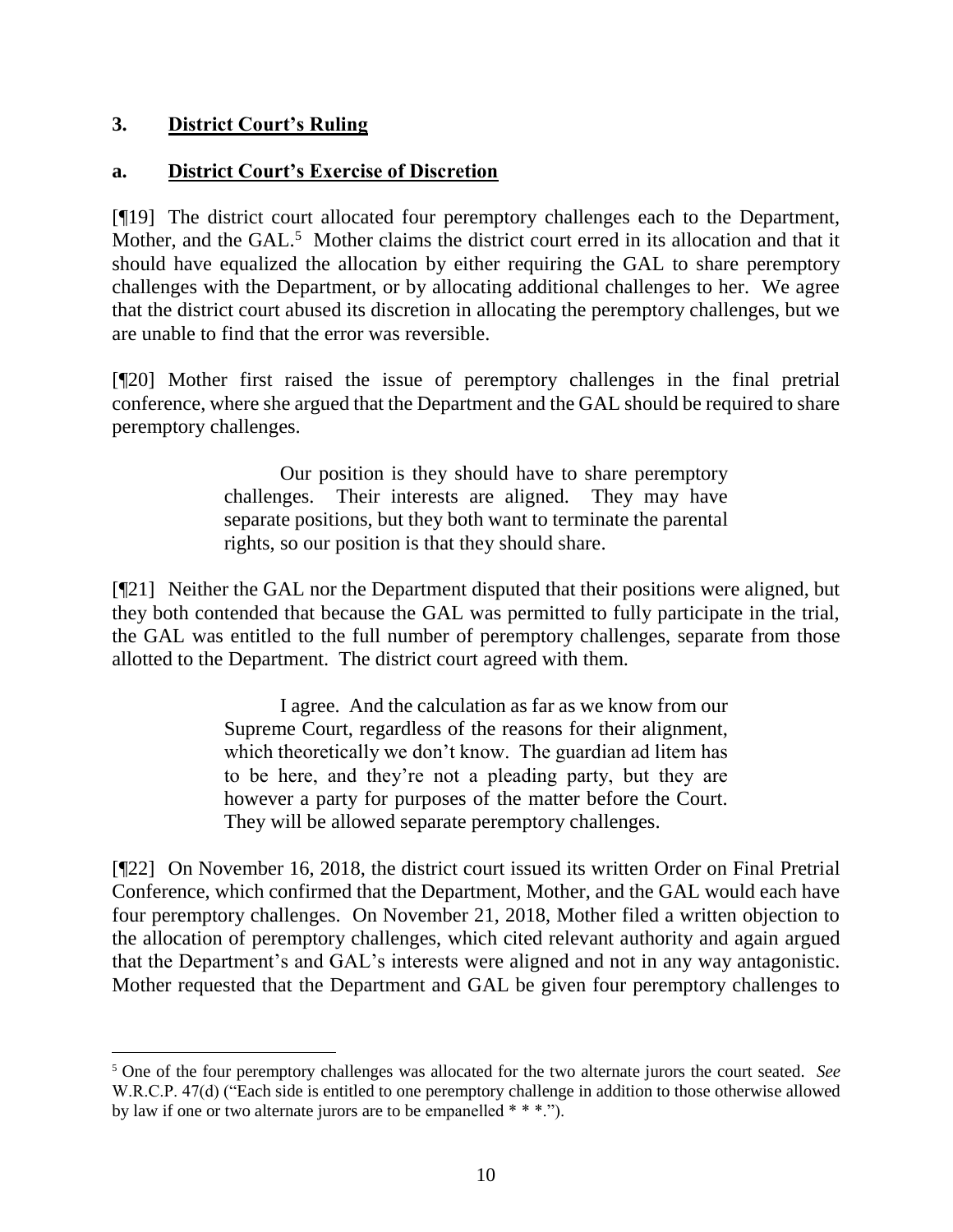### 3. **District Court's Ruling**

#### a. **District Court's Exercise of Discretion**

[¶19] The district court allocated four peremptory challenges each to the Department, Mother, and the GAL.[5] Mother claims the district court erred in its allocation and that it should have equalized the allocation by either requiring the GAL to share peremptory challenges with the Department, or by allocating additional challenges to her. We agree that the district court abused its discretion in allocating the peremptory challenges, but we are unable to find that the error was reversible.

[¶20] Mother first raised the issue of peremptory challenges in the final pretrial conference, where she argued that the Department and the GAL should be required to share peremptory challenges.

> Our position is they should have to share peremptory challenges. Their interests are aligned. They may have separate positions, but they both want to terminate the parental rights, so our position is that they should share.

[¶21] Neither the GAL nor the Department disputed that their positions were aligned, but they both contended that because the GAL was permitted to fully participate in the trial, the GAL was entitled to the full number of peremptory challenges, separate from those allotted to the Department. The district court agreed with them.

> I agree. And the calculation as far as we know from our Supreme Court, regardless of the reasons for their alignment, which theoretically we don't know. The guardian ad litem has to be here, and they're not a pleading party, but they are however a party for purposes of the matter before the Court. They will be allowed separate peremptory challenges.

[¶22] On November 16, 2018, the district court issued its written Order on Final Pretrial Conference, which confirmed that the Department, Mother, and the GAL would each have four peremptory challenges. On November 21, 2018, Mother filed a written objection to the allocation of peremptory challenges, which cited relevant authority and again argued that the Department's and GAL's interests were aligned and not in any way antagonistic. Mother requested that the Department and GAL be given four peremptory challenges to

---

[5] One of the four peremptory challenges was allocated for the two alternate jurors the court seated. *See* W.R.C.P. 47(d) ("Each side is entitled to one peremptory challenge in addition to those otherwise allowed by law if one or two alternate jurors are to be empanelled * * *.").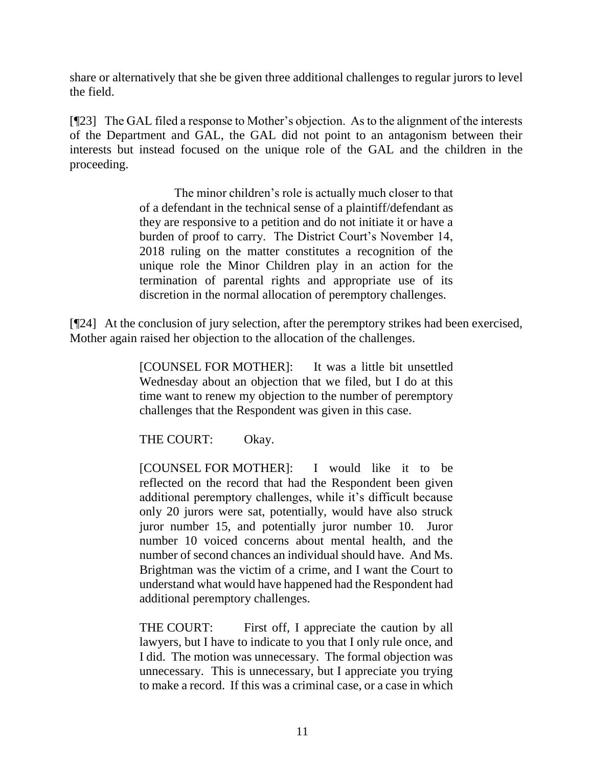share or alternatively that she be given three additional challenges to regular jurors to level the field.

[¶23] The GAL filed a response to Mother's objection. As to the alignment of the interests of the Department and GAL, the GAL did not point to an antagonism between their interests but instead focused on the unique role of the GAL and the children in the proceeding.

> The minor children's role is actually much closer to that of a defendant in the technical sense of a plaintiff/defendant as they are responsive to a petition and do not initiate it or have a burden of proof to carry. The District Court's November 14, 2018 ruling on the matter constitutes a recognition of the unique role the Minor Children play in an action for the termination of parental rights and appropriate use of its discretion in the normal allocation of peremptory challenges.

[¶24] At the conclusion of jury selection, after the peremptory strikes had been exercised, Mother again raised her objection to the allocation of the challenges.

> [COUNSEL FOR MOTHER]: It was a little bit unsettled Wednesday about an objection that we filed, but I do at this time want to renew my objection to the number of peremptory challenges that the Respondent was given in this case.
>
> THE COURT: Okay.
>
> [COUNSEL FOR MOTHER]: I would like it to be reflected on the record that had the Respondent been given additional peremptory challenges, while it's difficult because only 20 jurors were sat, potentially, would have also struck juror number 15, and potentially juror number 10. Juror number 10 voiced concerns about mental health, and the number of second chances an individual should have. And Ms. Brightman was the victim of a crime, and I want the Court to understand what would have happened had the Respondent had additional peremptory challenges.
>
> THE COURT: First off, I appreciate the caution by all lawyers, but I have to indicate to you that I only rule once, and I did. The motion was unnecessary. The formal objection was unnecessary. This is unnecessary, but I appreciate you trying to make a record. If this was a criminal case, or a case in which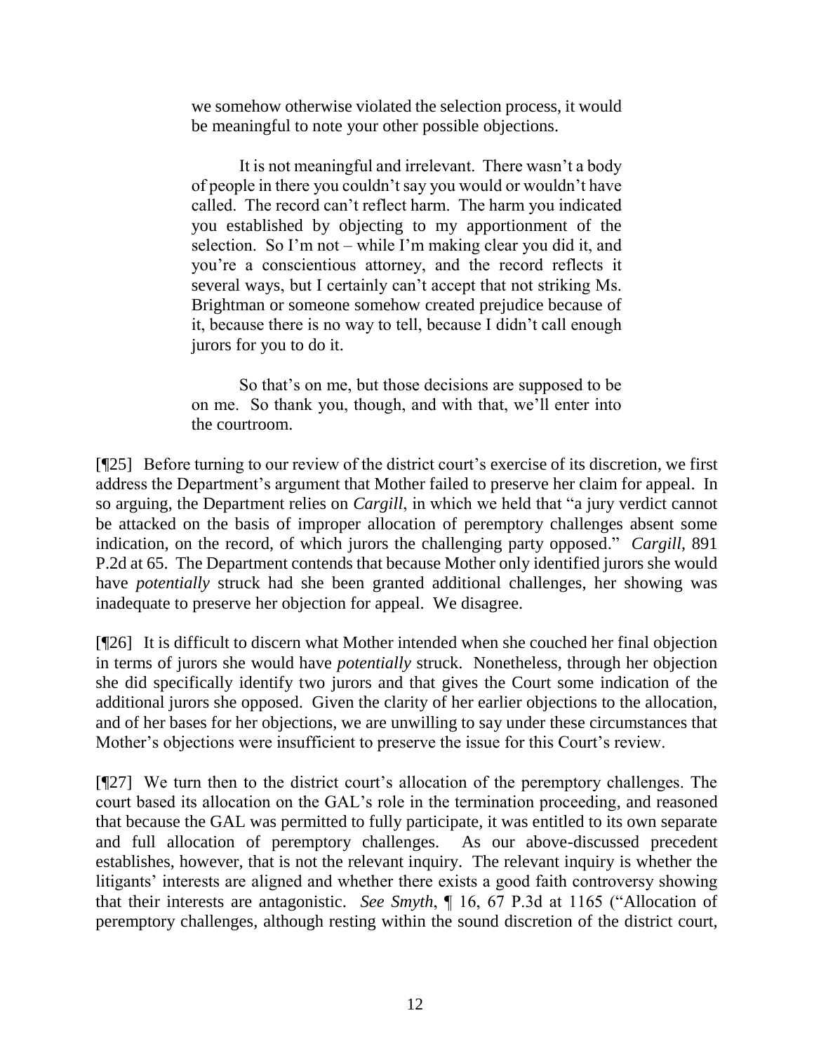> we somehow otherwise violated the selection process, it would be meaningful to note your other possible objections.
>
> It is not meaningful and irrelevant. There wasn't a body of people in there you couldn't say you would or wouldn't have called. The record can't reflect harm. The harm you indicated you established by objecting to my apportionment of the selection. So I'm not – while I'm making clear you did it, and you're a conscientious attorney, and the record reflects it several ways, but I certainly can't accept that not striking Ms. Brightman or someone somehow created prejudice because of it, because there is no way to tell, because I didn't call enough jurors for you to do it.
>
> So that's on me, but those decisions are supposed to be on me. So thank you, though, and with that, we'll enter into the courtroom.

[¶25] Before turning to our review of the district court's exercise of its discretion, we first address the Department's argument that Mother failed to preserve her claim for appeal. In so arguing, the Department relies on *Cargill*, in which we held that "a jury verdict cannot be attacked on the basis of improper allocation of peremptory challenges absent some indication, on the record, of which jurors the challenging party opposed." *Cargill*, 891 P.2d at 65. The Department contends that because Mother only identified jurors she would have *potentially* struck had she been granted additional challenges, her showing was inadequate to preserve her objection for appeal. We disagree.

[¶26] It is difficult to discern what Mother intended when she couched her final objection in terms of jurors she would have *potentially* struck. Nonetheless, through her objection she did specifically identify two jurors and that gives the Court some indication of the additional jurors she opposed. Given the clarity of her earlier objections to the allocation, and of her bases for her objections, we are unwilling to say under these circumstances that Mother's objections were insufficient to preserve the issue for this Court's review.

[¶27] We turn then to the district court's allocation of the peremptory challenges. The court based its allocation on the GAL's role in the termination proceeding, and reasoned that because the GAL was permitted to fully participate, it was entitled to its own separate and full allocation of peremptory challenges. As our above-discussed precedent establishes, however, that is not the relevant inquiry. The relevant inquiry is whether the litigants' interests are aligned and whether there exists a good faith controversy showing that their interests are antagonistic. *See Smyth*, ¶ 16, 67 P.3d at 1165 ("Allocation of peremptory challenges, although resting within the sound discretion of the district court,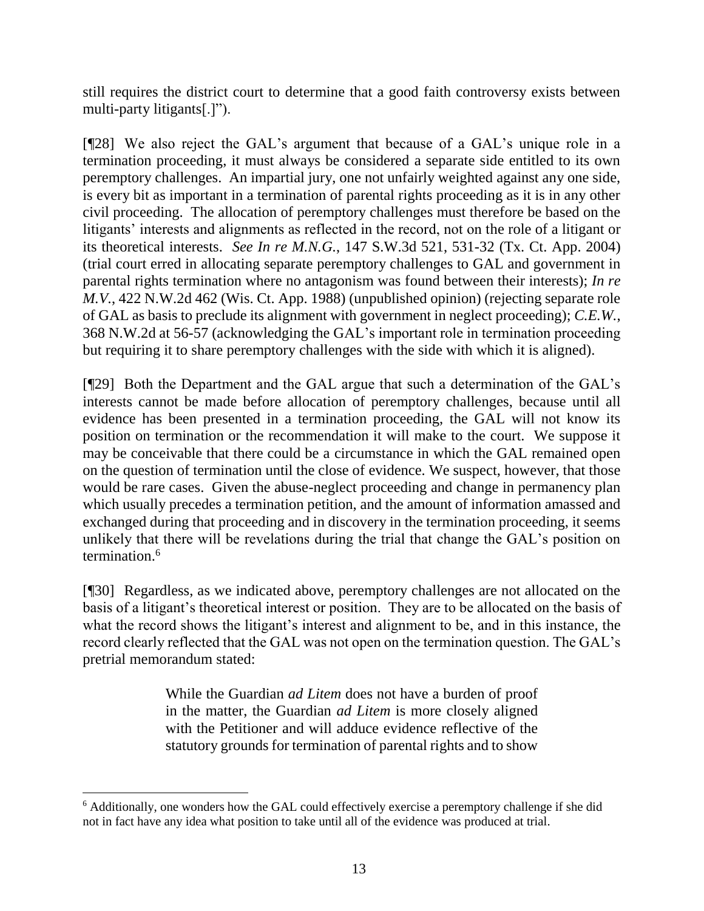still requires the district court to determine that a good faith controversy exists between multi-party litigants[.]").

[¶28] We also reject the GAL's argument that because of a GAL's unique role in a termination proceeding, it must always be considered a separate side entitled to its own peremptory challenges. An impartial jury, one not unfairly weighted against any one side, is every bit as important in a termination of parental rights proceeding as it is in any other civil proceeding. The allocation of peremptory challenges must therefore be based on the litigants' interests and alignments as reflected in the record, not on the role of a litigant or its theoretical interests. *See In re M.N.G.*, 147 S.W.3d 521, 531-32 (Tx. Ct. App. 2004) (trial court erred in allocating separate peremptory challenges to GAL and government in parental rights termination where no antagonism was found between their interests); *In re M.V.*, 422 N.W.2d 462 (Wis. Ct. App. 1988) (unpublished opinion) (rejecting separate role of GAL as basis to preclude its alignment with government in neglect proceeding); *C.E.W.*, 368 N.W.2d at 56-57 (acknowledging the GAL's important role in termination proceeding but requiring it to share peremptory challenges with the side with which it is aligned).

[¶29] Both the Department and the GAL argue that such a determination of the GAL's interests cannot be made before allocation of peremptory challenges, because until all evidence has been presented in a termination proceeding, the GAL will not know its position on termination or the recommendation it will make to the court. We suppose it may be conceivable that there could be a circumstance in which the GAL remained open on the question of termination until the close of evidence. We suspect, however, that those would be rare cases. Given the abuse-neglect proceeding and change in permanency plan which usually precedes a termination petition, and the amount of information amassed and exchanged during that proceeding and in discovery in the termination proceeding, it seems unlikely that there will be revelations during the trial that change the GAL's position on termination.[6]

[¶30] Regardless, as we indicated above, peremptory challenges are not allocated on the basis of a litigant's theoretical interest or position. They are to be allocated on the basis of what the record shows the litigant's interest and alignment to be, and in this instance, the record clearly reflected that the GAL was not open on the termination question. The GAL's pretrial memorandum stated:

> While the Guardian *ad Litem* does not have a burden of proof in the matter, the Guardian *ad Litem* is more closely aligned with the Petitioner and will adduce evidence reflective of the statutory grounds for termination of parental rights and to show

[6] Additionally, one wonders how the GAL could effectively exercise a peremptory challenge if she did not in fact have any idea what position to take until all of the evidence was produced at trial.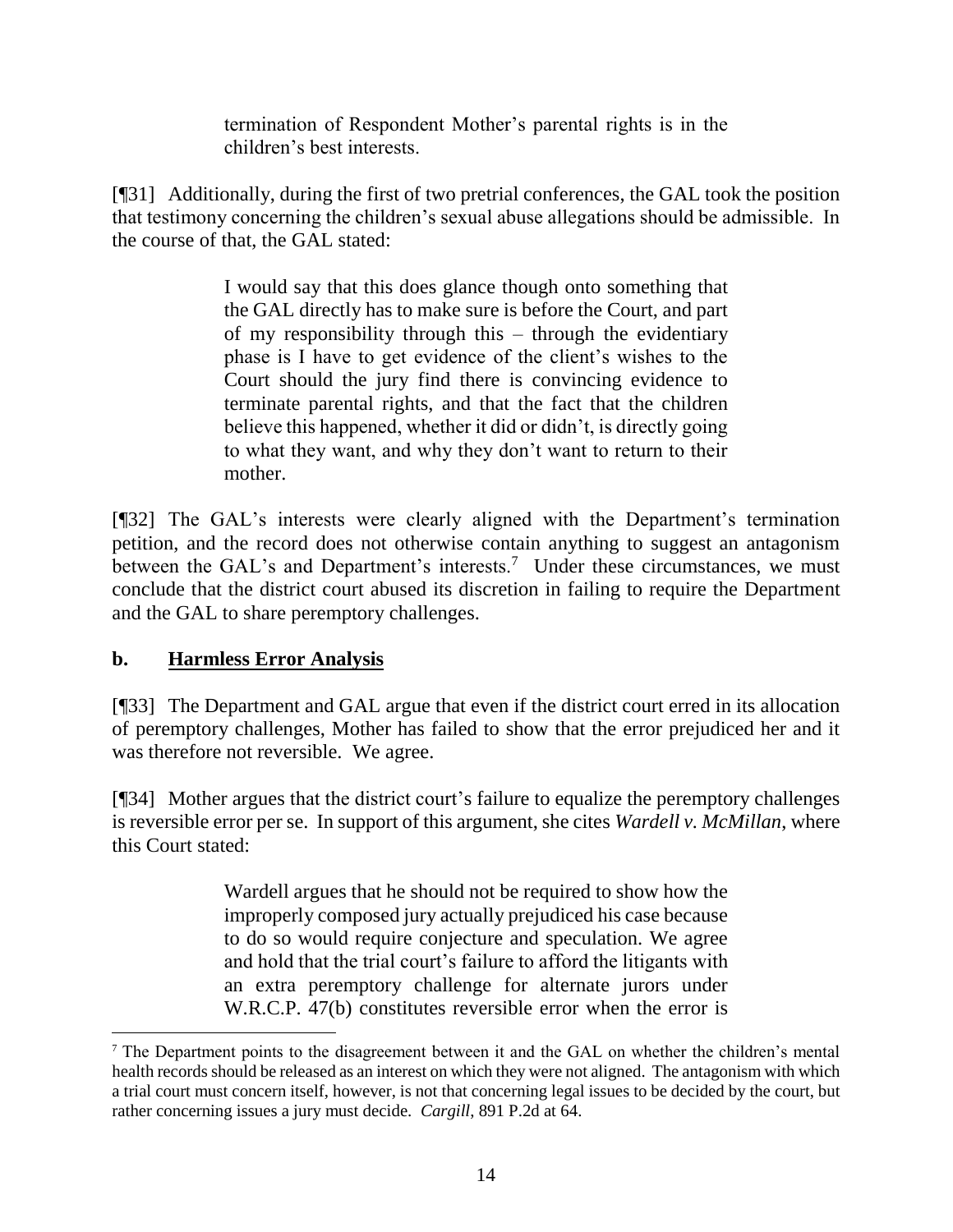> termination of Respondent Mother's parental rights is in the children's best interests.

[¶31] Additionally, during the first of two pretrial conferences, the GAL took the position that testimony concerning the children's sexual abuse allegations should be admissible. In the course of that, the GAL stated:

> I would say that this does glance though onto something that the GAL directly has to make sure is before the Court, and part of my responsibility through this – through the evidentiary phase is I have to get evidence of the client's wishes to the Court should the jury find there is convincing evidence to terminate parental rights, and that the fact that the children believe this happened, whether it did or didn't, is directly going to what they want, and why they don't want to return to their mother.

[¶32] The GAL's interests were clearly aligned with the Department's termination petition, and the record does not otherwise contain anything to suggest an antagonism between the GAL's and Department's interests.[7] Under these circumstances, we must conclude that the district court abused its discretion in failing to require the Department and the GAL to share peremptory challenges.

### b. Harmless Error Analysis

[¶33] The Department and GAL argue that even if the district court erred in its allocation of peremptory challenges, Mother has failed to show that the error prejudiced her and it was therefore not reversible. We agree.

[¶34] Mother argues that the district court's failure to equalize the peremptory challenges is reversible error per se. In support of this argument, she cites *Wardell v. McMillan*, where this Court stated:

> Wardell argues that he should not be required to show how the improperly composed jury actually prejudiced his case because to do so would require conjecture and speculation. We agree and hold that the trial court's failure to afford the litigants with an extra peremptory challenge for alternate jurors under W.R.C.P. 47(b) constitutes reversible error when the error is

---

[7] The Department points to the disagreement between it and the GAL on whether the children's mental health records should be released as an interest on which they were not aligned. The antagonism with which a trial court must concern itself, however, is not that concerning legal issues to be decided by the court, but rather concerning issues a jury must decide. *Cargill*, 891 P.2d at 64.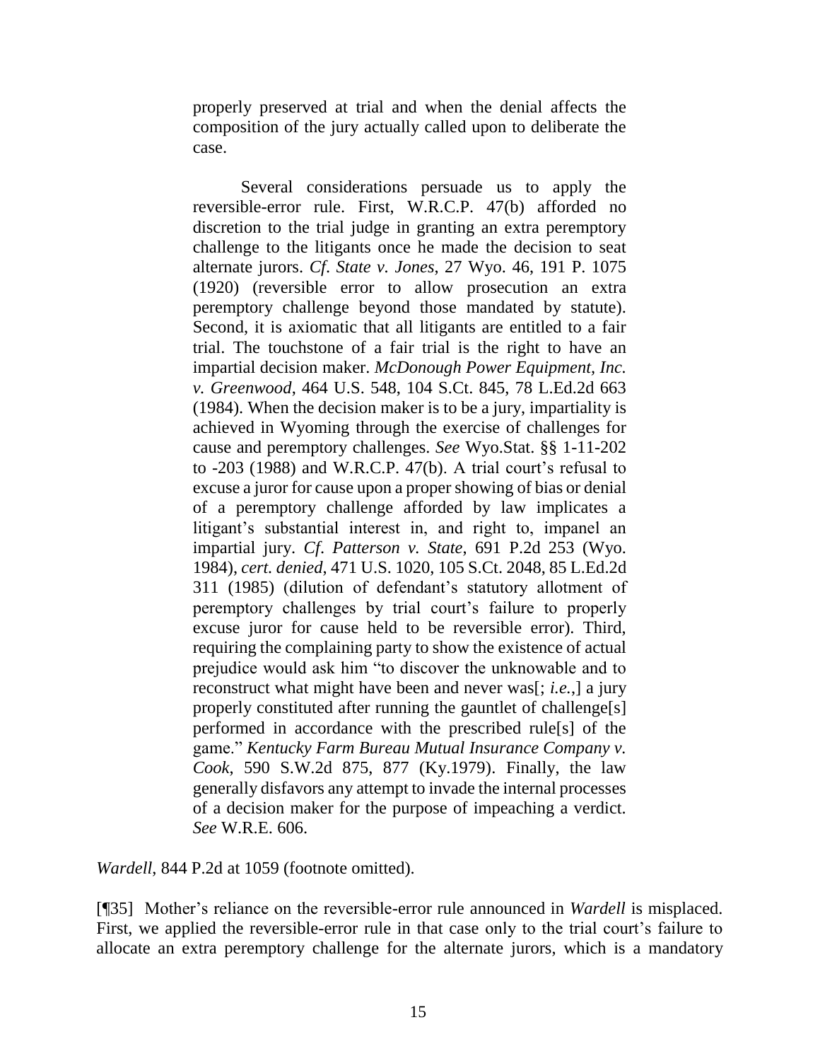> properly preserved at trial and when the denial affects the composition of the jury actually called upon to deliberate the case.
>
> Several considerations persuade us to apply the reversible-error rule. First, W.R.C.P. 47(b) afforded no discretion to the trial judge in granting an extra peremptory challenge to the litigants once he made the decision to seat alternate jurors. *Cf. State v. Jones*, 27 Wyo. 46, 191 P. 1075 (1920) (reversible error to allow prosecution an extra peremptory challenge beyond those mandated by statute). Second, it is axiomatic that all litigants are entitled to a fair trial. The touchstone of a fair trial is the right to have an impartial decision maker. *McDonough Power Equipment, Inc. v. Greenwood*, 464 U.S. 548, 104 S.Ct. 845, 78 L.Ed.2d 663 (1984). When the decision maker is to be a jury, impartiality is achieved in Wyoming through the exercise of challenges for cause and peremptory challenges. *See* Wyo.Stat. §§ 1-11-202 to -203 (1988) and W.R.C.P. 47(b). A trial court's refusal to excuse a juror for cause upon a proper showing of bias or denial of a peremptory challenge afforded by law implicates a litigant's substantial interest in, and right to, impanel an impartial jury. *Cf. Patterson v. State*, 691 P.2d 253 (Wyo. 1984), *cert. denied*, 471 U.S. 1020, 105 S.Ct. 2048, 85 L.Ed.2d 311 (1985) (dilution of defendant's statutory allotment of peremptory challenges by trial court's failure to properly excuse juror for cause held to be reversible error). Third, requiring the complaining party to show the existence of actual prejudice would ask him "to discover the unknowable and to reconstruct what might have been and never was[; *i.e.*,] a jury properly constituted after running the gauntlet of challenge[s] performed in accordance with the prescribed rule[s] of the game." *Kentucky Farm Bureau Mutual Insurance Company v. Cook*, 590 S.W.2d 875, 877 (Ky.1979). Finally, the law generally disfavors any attempt to invade the internal processes of a decision maker for the purpose of impeaching a verdict. *See* W.R.E. 606.

*Wardell*, 844 P.2d at 1059 (footnote omitted).

[¶35] Mother's reliance on the reversible-error rule announced in *Wardell* is misplaced. First, we applied the reversible-error rule in that case only to the trial court's failure to allocate an extra peremptory challenge for the alternate jurors, which is a mandatory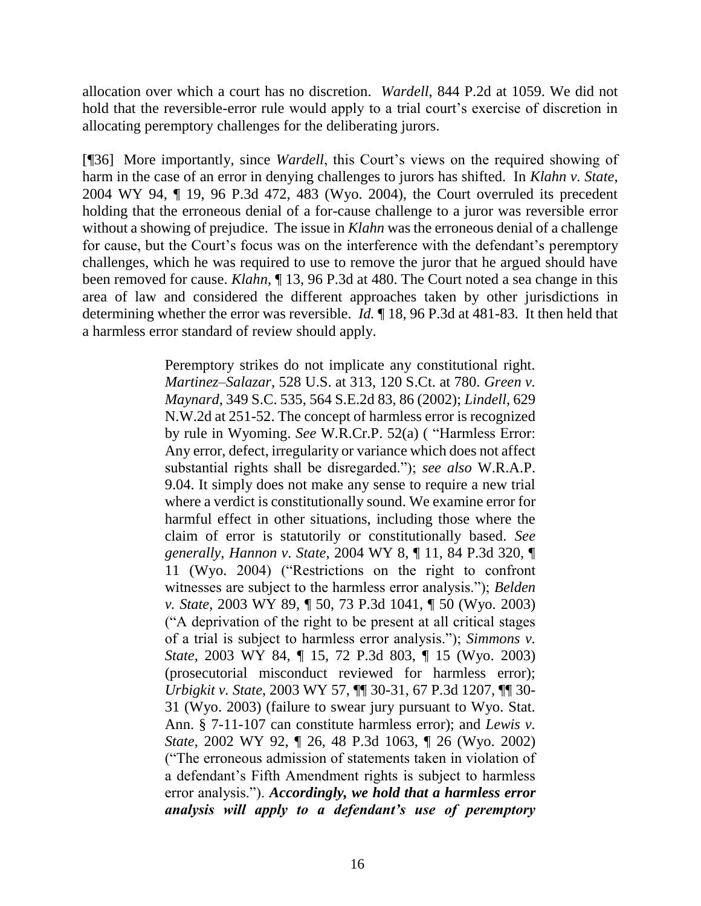allocation over which a court has no discretion. *Wardell*, 844 P.2d at 1059. We did not hold that the reversible-error rule would apply to a trial court's exercise of discretion in allocating peremptory challenges for the deliberating jurors.

[¶36] More importantly, since *Wardell*, this Court's views on the required showing of harm in the case of an error in denying challenges to jurors has shifted. In *Klahn v. State*, 2004 WY 94, ¶ 19, 96 P.3d 472, 483 (Wyo. 2004), the Court overruled its precedent holding that the erroneous denial of a for-cause challenge to a juror was reversible error without a showing of prejudice. The issue in *Klahn* was the erroneous denial of a challenge for cause, but the Court's focus was on the interference with the defendant's peremptory challenges, which he was required to use to remove the juror that he argued should have been removed for cause. *Klahn*, ¶ 13, 96 P.3d at 480. The Court noted a sea change in this area of law and considered the different approaches taken by other jurisdictions in determining whether the error was reversible. *Id.* ¶ 18, 96 P.3d at 481-83. It then held that a harmless error standard of review should apply.

> Peremptory strikes do not implicate any constitutional right. *Martinez–Salazar*, 528 U.S. at 313, 120 S.Ct. at 780. *Green v. Maynard*, 349 S.C. 535, 564 S.E.2d 83, 86 (2002); *Lindell*, 629 N.W.2d at 251-52. The concept of harmless error is recognized by rule in Wyoming. *See* W.R.Cr.P. 52(a) ( "Harmless Error: Any error, defect, irregularity or variance which does not affect substantial rights shall be disregarded."); *see also* W.R.A.P. 9.04. It simply does not make any sense to require a new trial where a verdict is constitutionally sound. We examine error for harmful effect in other situations, including those where the claim of error is statutorily or constitutionally based. *See generally*, *Hannon v. State*, 2004 WY 8, ¶ 11, 84 P.3d 320, ¶ 11 (Wyo. 2004) ("Restrictions on the right to confront witnesses are subject to the harmless error analysis."); *Belden v. State*, 2003 WY 89, ¶ 50, 73 P.3d 1041, ¶ 50 (Wyo. 2003) ("A deprivation of the right to be present at all critical stages of a trial is subject to harmless error analysis."); *Simmons v. State*, 2003 WY 84, ¶ 15, 72 P.3d 803, ¶ 15 (Wyo. 2003) (prosecutorial misconduct reviewed for harmless error); *Urbigkit v. State*, 2003 WY 57, ¶¶ 30-31, 67 P.3d 1207, ¶¶ 30-31 (Wyo. 2003) (failure to swear jury pursuant to Wyo. Stat. Ann. § 7-11-107 can constitute harmless error); and *Lewis v. State*, 2002 WY 92, ¶ 26, 48 P.3d 1063, ¶ 26 (Wyo. 2002) ("The erroneous admission of statements taken in violation of a defendant's Fifth Amendment rights is subject to harmless error analysis."). ***Accordingly, we hold that a harmless error analysis will apply to a defendant's use of peremptory***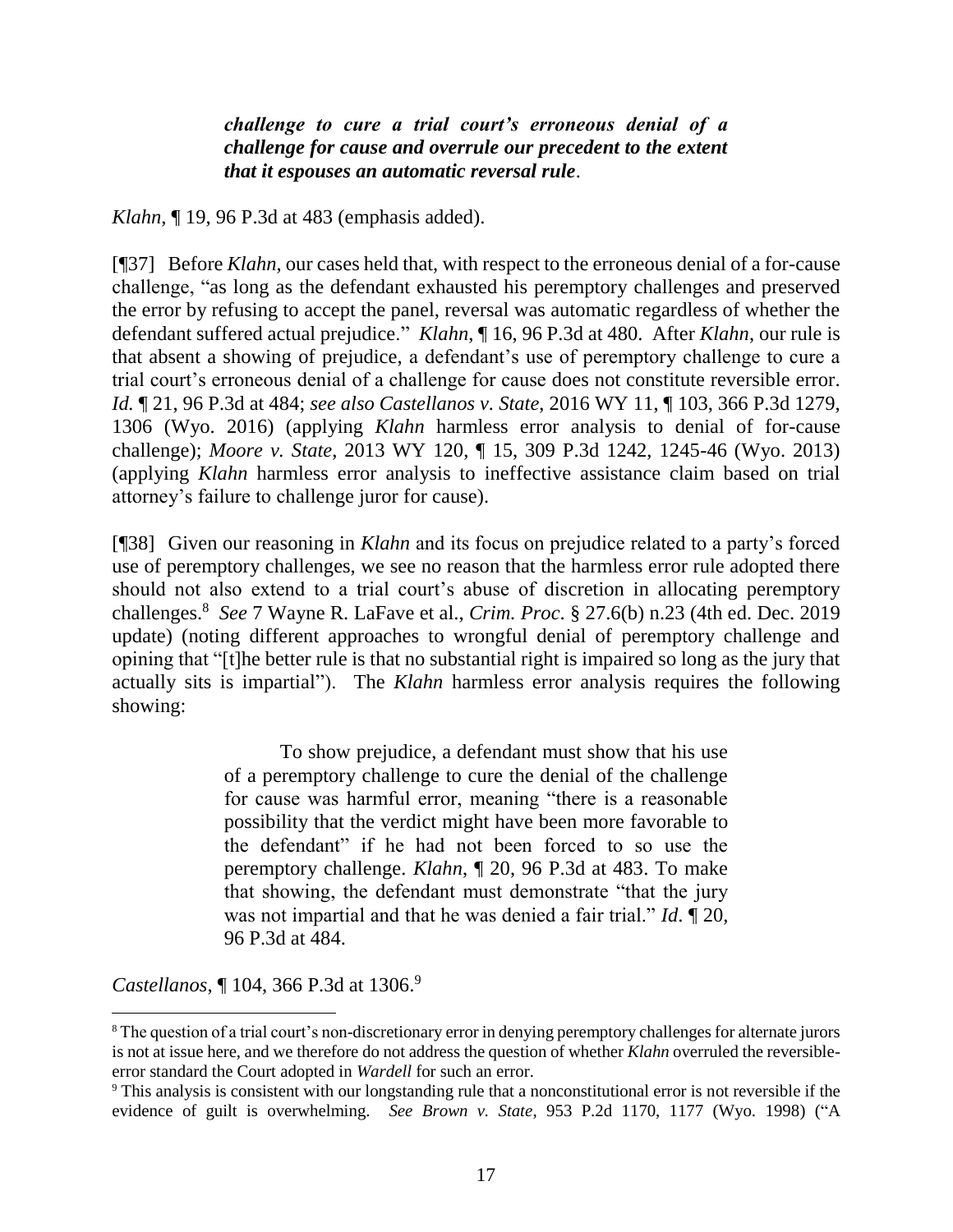> ***challenge to cure a trial court's erroneous denial of a challenge for cause and overrule our precedent to the extent that it espouses an automatic reversal rule*.**

*Klahn*, ¶ 19, 96 P.3d at 483 (emphasis added).

[¶37] Before *Klahn*, our cases held that, with respect to the erroneous denial of a for-cause challenge, "as long as the defendant exhausted his peremptory challenges and preserved the error by refusing to accept the panel, reversal was automatic regardless of whether the defendant suffered actual prejudice." *Klahn*, ¶ 16, 96 P.3d at 480. After *Klahn*, our rule is that absent a showing of prejudice, a defendant's use of peremptory challenge to cure a trial court's erroneous denial of a challenge for cause does not constitute reversible error. *Id.* ¶ 21, 96 P.3d at 484; *see also Castellanos v. State*, 2016 WY 11, ¶ 103, 366 P.3d 1279, 1306 (Wyo. 2016) (applying *Klahn* harmless error analysis to denial of for-cause challenge); *Moore v. State*, 2013 WY 120, ¶ 15, 309 P.3d 1242, 1245-46 (Wyo. 2013) (applying *Klahn* harmless error analysis to ineffective assistance claim based on trial attorney's failure to challenge juror for cause).

[¶38] Given our reasoning in *Klahn* and its focus on prejudice related to a party's forced use of peremptory challenges, we see no reason that the harmless error rule adopted there should not also extend to a trial court's abuse of discretion in allocating peremptory challenges.[8] *See* 7 Wayne R. LaFave et al., *Crim. Proc.* § 27.6(b) n.23 (4th ed. Dec. 2019 update) (noting different approaches to wrongful denial of peremptory challenge and opining that "[t]he better rule is that no substantial right is impaired so long as the jury that actually sits is impartial"). The *Klahn* harmless error analysis requires the following showing:

> To show prejudice, a defendant must show that his use of a peremptory challenge to cure the denial of the challenge for cause was harmful error, meaning "there is a reasonable possibility that the verdict might have been more favorable to the defendant" if he had not been forced to so use the peremptory challenge. *Klahn*, ¶ 20, 96 P.3d at 483. To make that showing, the defendant must demonstrate "that the jury was not impartial and that he was denied a fair trial." *Id.* ¶ 20, 96 P.3d at 484.

*Castellanos*, ¶ 104, 366 P.3d at 1306.[9]

---

[8] The question of a trial court's non-discretionary error in denying peremptory challenges for alternate jurors is not at issue here, and we therefore do not address the question of whether *Klahn* overruled the reversible-error standard the Court adopted in *Wardell* for such an error.

[9] This analysis is consistent with our longstanding rule that a nonconstitutional error is not reversible if the evidence of guilt is overwhelming. *See Brown v. State*, 953 P.2d 1170, 1177 (Wyo. 1998) ("A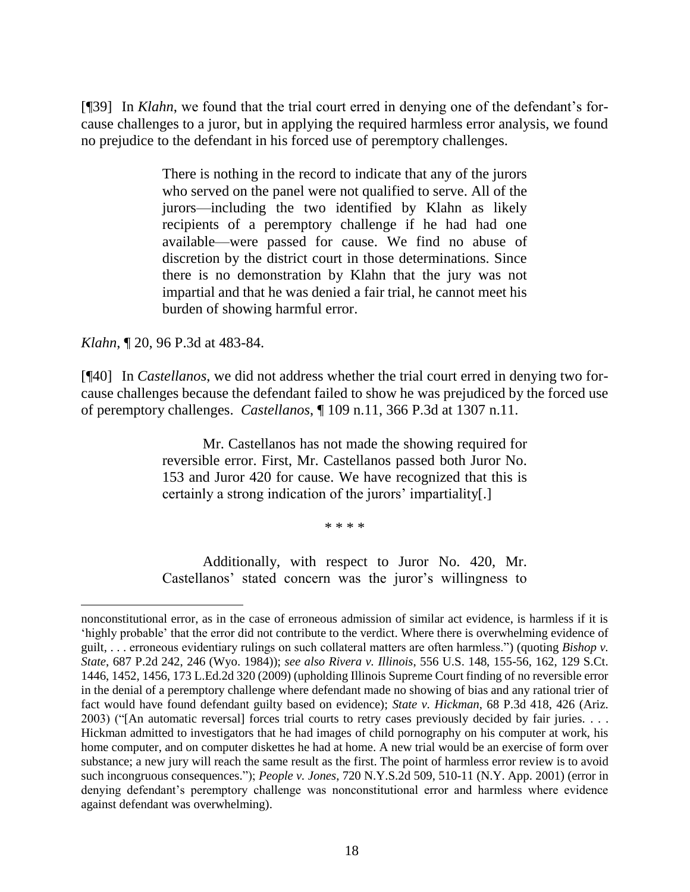[¶39] In *Klahn*, we found that the trial court erred in denying one of the defendant's for-cause challenges to a juror, but in applying the required harmless error analysis, we found no prejudice to the defendant in his forced use of peremptory challenges.

> There is nothing in the record to indicate that any of the jurors who served on the panel were not qualified to serve. All of the jurors—including the two identified by Klahn as likely recipients of a peremptory challenge if he had had one available—were passed for cause. We find no abuse of discretion by the district court in those determinations. Since there is no demonstration by Klahn that the jury was not impartial and that he was denied a fair trial, he cannot meet his burden of showing harmful error.

*Klahn*, ¶ 20, 96 P.3d at 483-84.

[¶40] In *Castellanos*, we did not address whether the trial court erred in denying two for-cause challenges because the defendant failed to show he was prejudiced by the forced use of peremptory challenges. *Castellanos*, ¶ 109 n.11, 366 P.3d at 1307 n.11.

> Mr. Castellanos has not made the showing required for reversible error. First, Mr. Castellanos passed both Juror No. 153 and Juror 420 for cause. We have recognized that this is certainly a strong indication of the jurors' impartiality[.]
>
> \* \* \* \*
>
> Additionally, with respect to Juror No. 420, Mr. Castellanos' stated concern was the juror's willingness to

---

nonconstitutional error, as in the case of erroneous admission of similar act evidence, is harmless if it is 'highly probable' that the error did not contribute to the verdict. Where there is overwhelming evidence of guilt, . . . erroneous evidentiary rulings on such collateral matters are often harmless.") (quoting *Bishop v. State*, 687 P.2d 242, 246 (Wyo. 1984)); *see also Rivera v. Illinois*, 556 U.S. 148, 155-56, 162, 129 S.Ct. 1446, 1452, 1456, 173 L.Ed.2d 320 (2009) (upholding Illinois Supreme Court finding of no reversible error in the denial of a peremptory challenge where defendant made no showing of bias and any rational trier of fact would have found defendant guilty based on evidence); *State v. Hickman*, 68 P.3d 418, 426 (Ariz. 2003) ("[An automatic reversal] forces trial courts to retry cases previously decided by fair juries. . . . Hickman admitted to investigators that he had images of child pornography on his computer at work, his home computer, and on computer diskettes he had at home. A new trial would be an exercise of form over substance; a new jury will reach the same result as the first. The point of harmless error review is to avoid such incongruous consequences."); *People v. Jones*, 720 N.Y.S.2d 509, 510-11 (N.Y. App. 2001) (error in denying defendant's peremptory challenge was nonconstitutional error and harmless where evidence against defendant was overwhelming).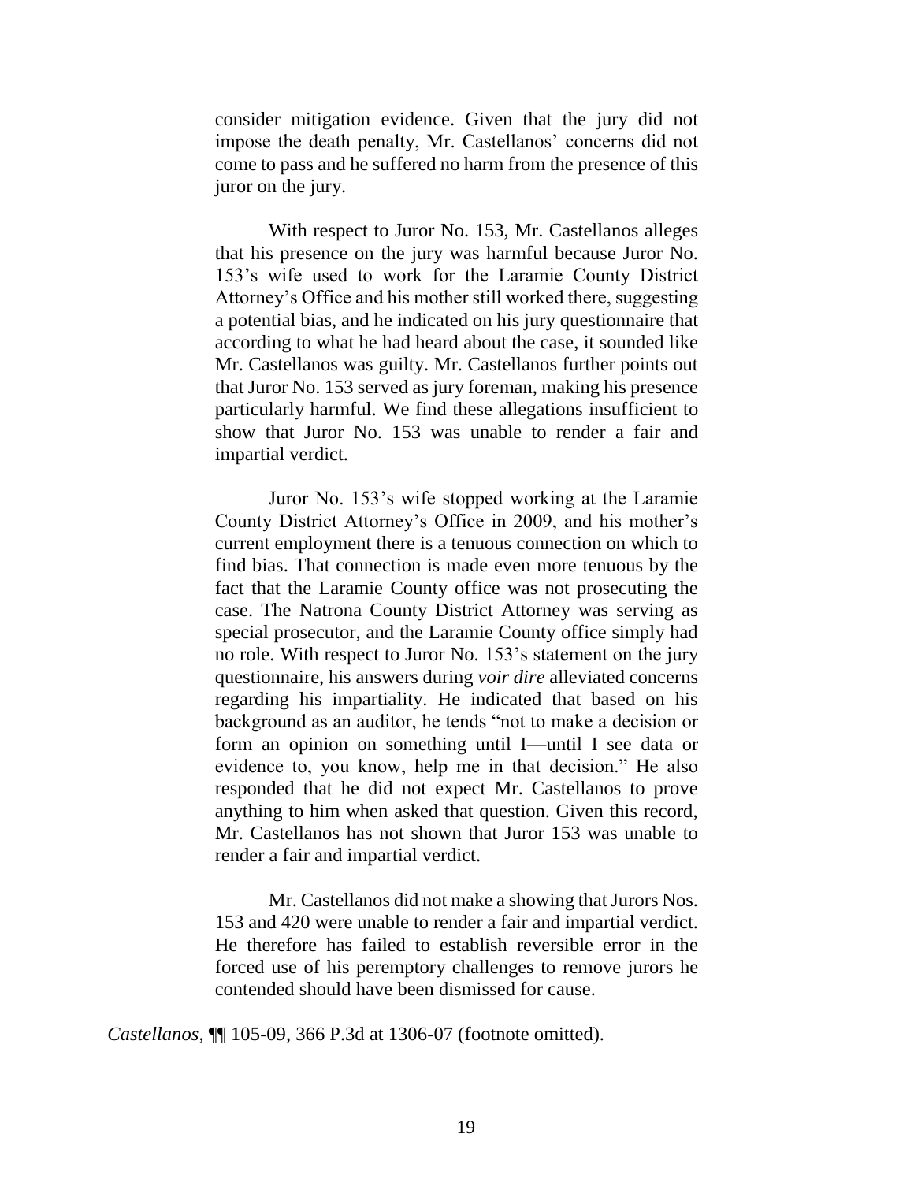consider mitigation evidence. Given that the jury did not impose the death penalty, Mr. Castellanos' concerns did not come to pass and he suffered no harm from the presence of this juror on the jury.

> With respect to Juror No. 153, Mr. Castellanos alleges that his presence on the jury was harmful because Juror No. 153's wife used to work for the Laramie County District Attorney's Office and his mother still worked there, suggesting a potential bias, and he indicated on his jury questionnaire that according to what he had heard about the case, it sounded like Mr. Castellanos was guilty. Mr. Castellanos further points out that Juror No. 153 served as jury foreman, making his presence particularly harmful. We find these allegations insufficient to show that Juror No. 153 was unable to render a fair and impartial verdict.
>
> Juror No. 153's wife stopped working at the Laramie County District Attorney's Office in 2009, and his mother's current employment there is a tenuous connection on which to find bias. That connection is made even more tenuous by the fact that the Laramie County office was not prosecuting the case. The Natrona County District Attorney was serving as special prosecutor, and the Laramie County office simply had no role. With respect to Juror No. 153's statement on the jury questionnaire, his answers during *voir dire* alleviated concerns regarding his impartiality. He indicated that based on his background as an auditor, he tends "not to make a decision or form an opinion on something until I—until I see data or evidence to, you know, help me in that decision." He also responded that he did not expect Mr. Castellanos to prove anything to him when asked that question. Given this record, Mr. Castellanos has not shown that Juror 153 was unable to render a fair and impartial verdict.
>
> Mr. Castellanos did not make a showing that Jurors Nos. 153 and 420 were unable to render a fair and impartial verdict. He therefore has failed to establish reversible error in the forced use of his peremptory challenges to remove jurors he contended should have been dismissed for cause.

*Castellanos*, ¶¶ 105-09, 366 P.3d at 1306-07 (footnote omitted).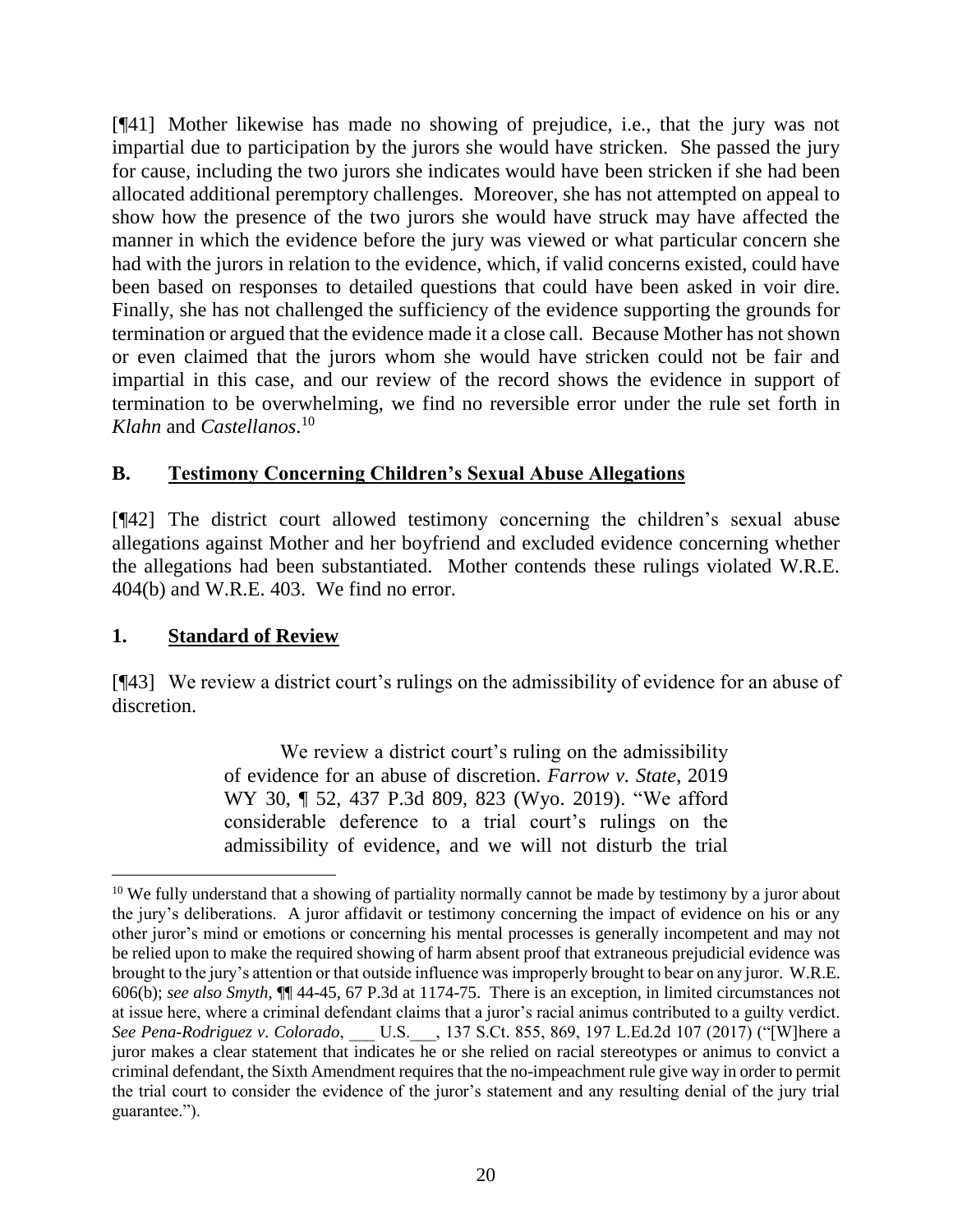[¶41] Mother likewise has made no showing of prejudice, i.e., that the jury was not impartial due to participation by the jurors she would have stricken. She passed the jury for cause, including the two jurors she indicates would have been stricken if she had been allocated additional peremptory challenges. Moreover, she has not attempted on appeal to show how the presence of the two jurors she would have struck may have affected the manner in which the evidence before the jury was viewed or what particular concern she had with the jurors in relation to the evidence, which, if valid concerns existed, could have been based on responses to detailed questions that could have been asked in voir dire. Finally, she has not challenged the sufficiency of the evidence supporting the grounds for termination or argued that the evidence made it a close call. Because Mother has not shown or even claimed that the jurors whom she would have stricken could not be fair and impartial in this case, and our review of the record shows the evidence in support of termination to be overwhelming, we find no reversible error under the rule set forth in *Klahn* and *Castellanos*.[10]

## B. Testimony Concerning Children's Sexual Abuse Allegations

[¶42] The district court allowed testimony concerning the children's sexual abuse allegations against Mother and her boyfriend and excluded evidence concerning whether the allegations had been substantiated. Mother contends these rulings violated W.R.E. 404(b) and W.R.E. 403. We find no error.

### 1. Standard of Review

[¶43] We review a district court's rulings on the admissibility of evidence for an abuse of discretion.

> We review a district court's ruling on the admissibility of evidence for an abuse of discretion. *Farrow v. State*, 2019 WY 30, ¶ 52, 437 P.3d 809, 823 (Wyo. 2019). "We afford considerable deference to a trial court's rulings on the admissibility of evidence, and we will not disturb the trial

---

[10] We fully understand that a showing of partiality normally cannot be made by testimony by a juror about the jury's deliberations. A juror affidavit or testimony concerning the impact of evidence on his or any other juror's mind or emotions or concerning his mental processes is generally incompetent and may not be relied upon to make the required showing of harm absent proof that extraneous prejudicial evidence was brought to the jury's attention or that outside influence was improperly brought to bear on any juror. W.R.E. 606(b); *see also Smyth*, ¶¶ 44-45, 67 P.3d at 1174-75. There is an exception, in limited circumstances not at issue here, where a criminal defendant claims that a juror's racial animus contributed to a guilty verdict. *See Pena-Rodriguez v. Colorado*, ___ U.S.___, 137 S.Ct. 855, 869, 197 L.Ed.2d 107 (2017) ("[W]here a juror makes a clear statement that indicates he or she relied on racial stereotypes or animus to convict a criminal defendant, the Sixth Amendment requires that the no-impeachment rule give way in order to permit the trial court to consider the evidence of the juror's statement and any resulting denial of the jury trial guarantee.").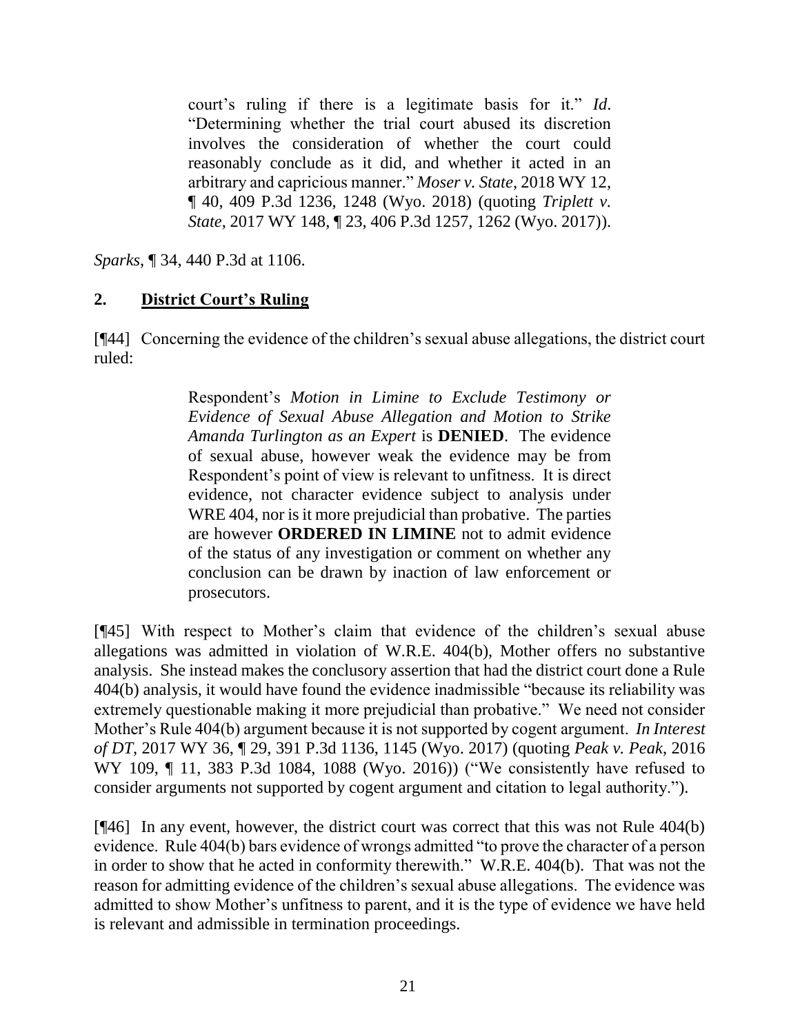> court's ruling if there is a legitimate basis for it." *Id*. "Determining whether the trial court abused its discretion involves the consideration of whether the court could reasonably conclude as it did, and whether it acted in an arbitrary and capricious manner." *Moser v. State*, 2018 WY 12, ¶ 40, 409 P.3d 1236, 1248 (Wyo. 2018) (quoting *Triplett v. State*, 2017 WY 148, ¶ 23, 406 P.3d 1257, 1262 (Wyo. 2017)).

*Sparks*, ¶ 34, 440 P.3d at 1106.

## 2. District Court's Ruling

[¶44] Concerning the evidence of the children's sexual abuse allegations, the district court ruled:

> Respondent's *Motion in Limine to Exclude Testimony or Evidence of Sexual Abuse Allegation and Motion to Strike Amanda Turlington as an Expert* is **DENIED**. The evidence of sexual abuse, however weak the evidence may be from Respondent's point of view is relevant to unfitness. It is direct evidence, not character evidence subject to analysis under WRE 404, nor is it more prejudicial than probative. The parties are however **ORDERED IN LIMINE** not to admit evidence of the status of any investigation or comment on whether any conclusion can be drawn by inaction of law enforcement or prosecutors.

[¶45] With respect to Mother's claim that evidence of the children's sexual abuse allegations was admitted in violation of W.R.E. 404(b), Mother offers no substantive analysis. She instead makes the conclusory assertion that had the district court done a Rule 404(b) analysis, it would have found the evidence inadmissible "because its reliability was extremely questionable making it more prejudicial than probative." We need not consider Mother's Rule 404(b) argument because it is not supported by cogent argument. *In Interest of DT*, 2017 WY 36, ¶ 29, 391 P.3d 1136, 1145 (Wyo. 2017) (quoting *Peak v. Peak*, 2016 WY 109, ¶ 11, 383 P.3d 1084, 1088 (Wyo. 2016)) ("We consistently have refused to consider arguments not supported by cogent argument and citation to legal authority.").

[¶46] In any event, however, the district court was correct that this was not Rule 404(b) evidence. Rule 404(b) bars evidence of wrongs admitted "to prove the character of a person in order to show that he acted in conformity therewith." W.R.E. 404(b). That was not the reason for admitting evidence of the children's sexual abuse allegations. The evidence was admitted to show Mother's unfitness to parent, and it is the type of evidence we have held is relevant and admissible in termination proceedings.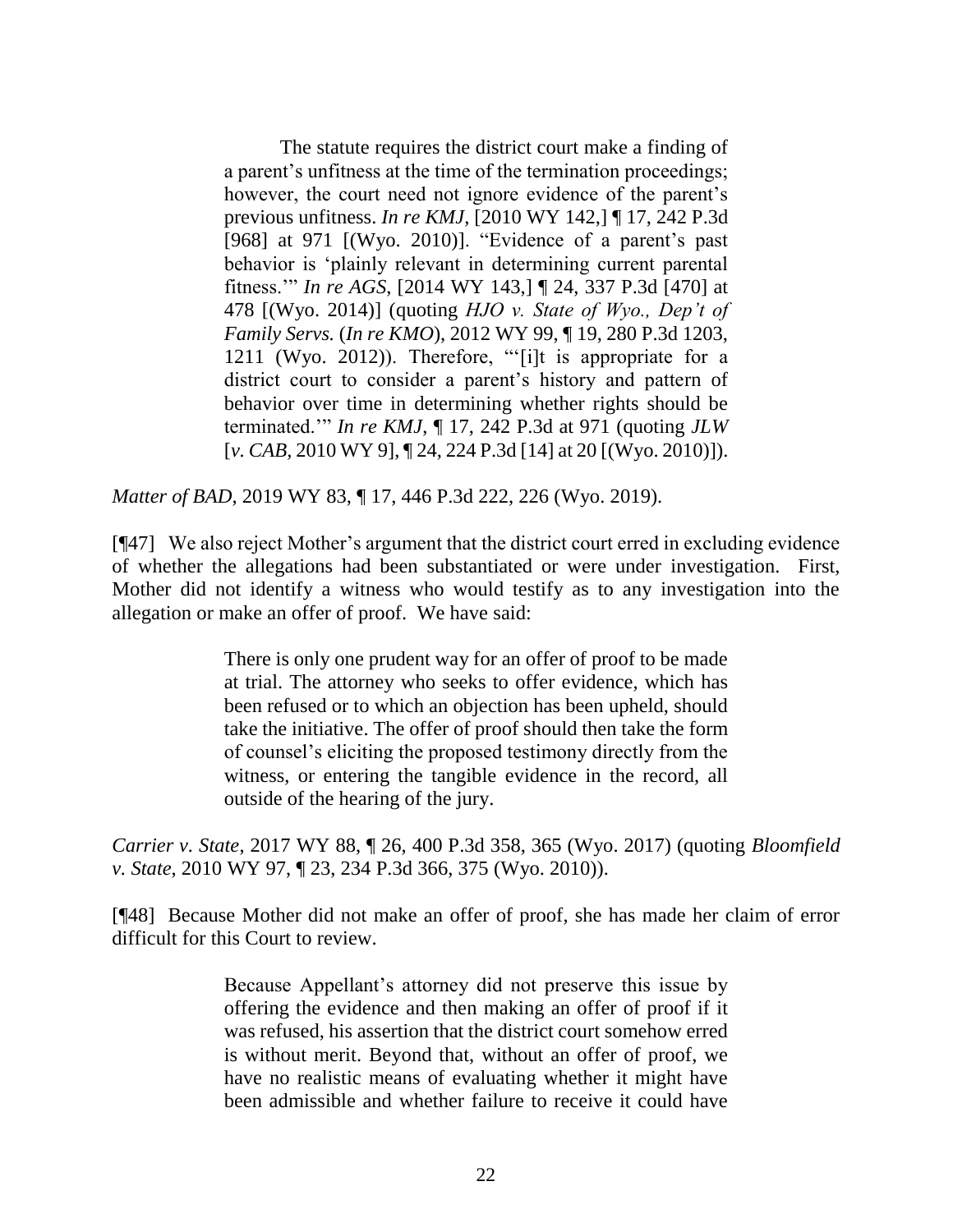> The statute requires the district court make a finding of a parent's unfitness at the time of the termination proceedings; however, the court need not ignore evidence of the parent's previous unfitness. *In re KMJ*, [2010 WY 142,] ¶ 17, 242 P.3d [968] at 971 [(Wyo. 2010)]. "Evidence of a parent's past behavior is 'plainly relevant in determining current parental fitness.'" *In re AGS*, [2014 WY 143,] ¶ 24, 337 P.3d [470] at 478 [(Wyo. 2014)] (quoting *HJO v. State of Wyo., Dep't of Family Servs.* (*In re KMO*), 2012 WY 99, ¶ 19, 280 P.3d 1203, 1211 (Wyo. 2012)). Therefore, "'[i]t is appropriate for a district court to consider a parent's history and pattern of behavior over time in determining whether rights should be terminated.'" *In re KMJ*, ¶ 17, 242 P.3d at 971 (quoting *JLW* [*v. CAB*, 2010 WY 9], ¶ 24, 224 P.3d [14] at 20 [(Wyo. 2010)]).

*Matter of BAD*, 2019 WY 83, ¶ 17, 446 P.3d 222, 226 (Wyo. 2019).

[¶47] We also reject Mother's argument that the district court erred in excluding evidence of whether the allegations had been substantiated or were under investigation. First, Mother did not identify a witness who would testify as to any investigation into the allegation or make an offer of proof. We have said:

> There is only one prudent way for an offer of proof to be made at trial. The attorney who seeks to offer evidence, which has been refused or to which an objection has been upheld, should take the initiative. The offer of proof should then take the form of counsel's eliciting the proposed testimony directly from the witness, or entering the tangible evidence in the record, all outside of the hearing of the jury.

*Carrier v. State*, 2017 WY 88, ¶ 26, 400 P.3d 358, 365 (Wyo. 2017) (quoting *Bloomfield v. State*, 2010 WY 97, ¶ 23, 234 P.3d 366, 375 (Wyo. 2010)).

[¶48] Because Mother did not make an offer of proof, she has made her claim of error difficult for this Court to review.

> Because Appellant's attorney did not preserve this issue by offering the evidence and then making an offer of proof if it was refused, his assertion that the district court somehow erred is without merit. Beyond that, without an offer of proof, we have no realistic means of evaluating whether it might have been admissible and whether failure to receive it could have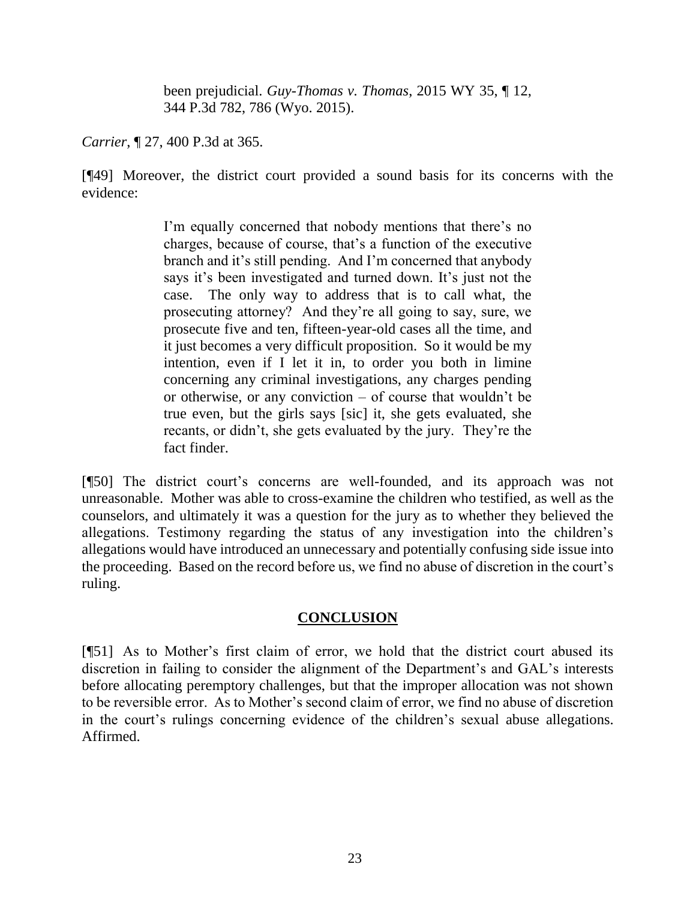> been prejudicial. *Guy-Thomas v. Thomas*, 2015 WY 35, ¶ 12, 344 P.3d 782, 786 (Wyo. 2015).

*Carrier*, ¶ 27, 400 P.3d at 365.

[¶49] Moreover, the district court provided a sound basis for its concerns with the evidence:

> I'm equally concerned that nobody mentions that there's no charges, because of course, that's a function of the executive branch and it's still pending. And I'm concerned that anybody says it's been investigated and turned down. It's just not the case. The only way to address that is to call what, the prosecuting attorney? And they're all going to say, sure, we prosecute five and ten, fifteen-year-old cases all the time, and it just becomes a very difficult proposition. So it would be my intention, even if I let it in, to order you both in limine concerning any criminal investigations, any charges pending or otherwise, or any conviction – of course that wouldn't be true even, but the girls says [sic] it, she gets evaluated, she recants, or didn't, she gets evaluated by the jury. They're the fact finder.

[¶50] The district court's concerns are well-founded, and its approach was not unreasonable. Mother was able to cross-examine the children who testified, as well as the counselors, and ultimately it was a question for the jury as to whether they believed the allegations. Testimony regarding the status of any investigation into the children's allegations would have introduced an unnecessary and potentially confusing side issue into the proceeding. Based on the record before us, we find no abuse of discretion in the court's ruling.

## CONCLUSION

[¶51] As to Mother's first claim of error, we hold that the district court abused its discretion in failing to consider the alignment of the Department's and GAL's interests before allocating peremptory challenges, but that the improper allocation was not shown to be reversible error. As to Mother's second claim of error, we find no abuse of discretion in the court's rulings concerning evidence of the children's sexual abuse allegations. Affirmed.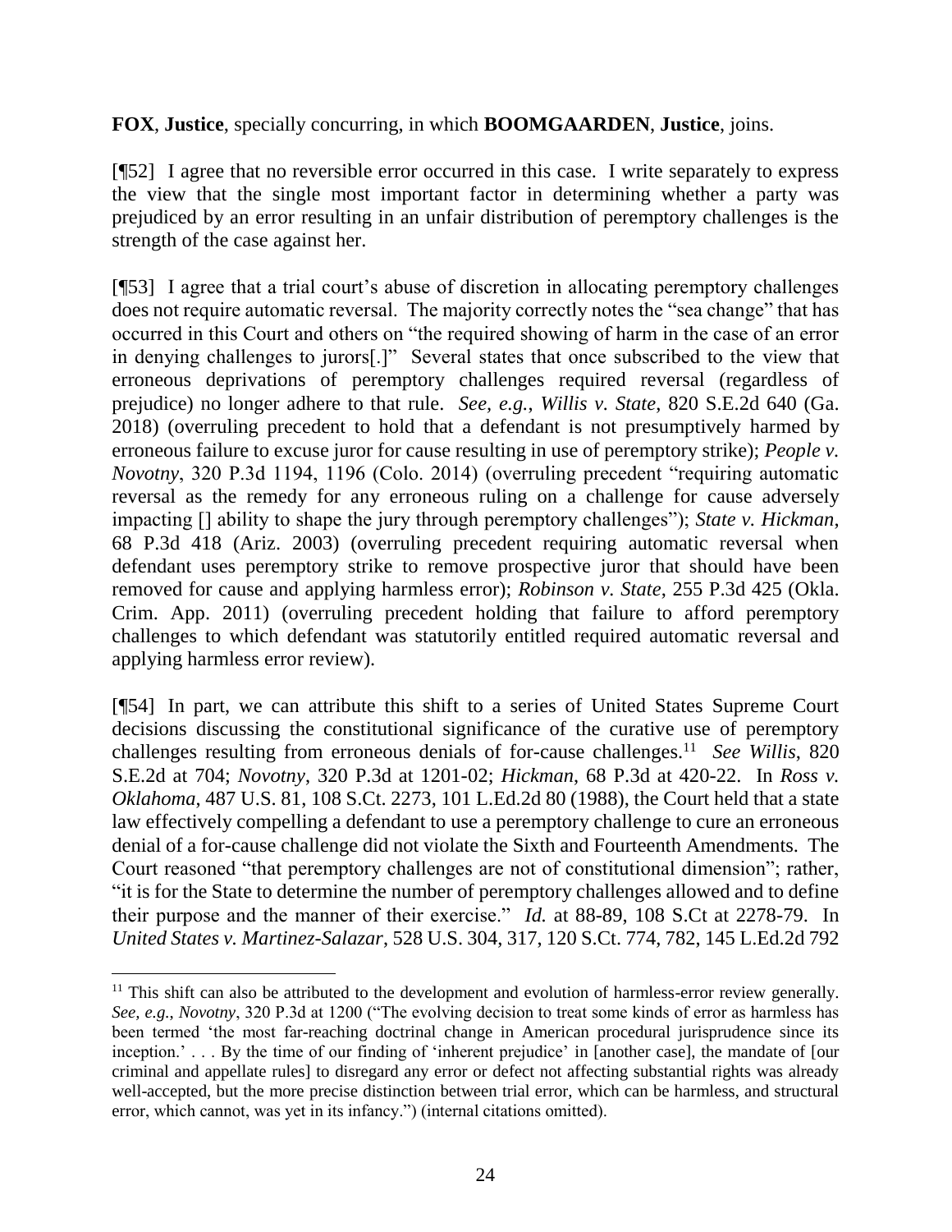**FOX**, **Justice**, specially concurring, in which **BOOMGAARDEN**, **Justice**, joins.

[¶52] I agree that no reversible error occurred in this case. I write separately to express the view that the single most important factor in determining whether a party was prejudiced by an error resulting in an unfair distribution of peremptory challenges is the strength of the case against her.

[¶53] I agree that a trial court's abuse of discretion in allocating peremptory challenges does not require automatic reversal. The majority correctly notes the "sea change" that has occurred in this Court and others on "the required showing of harm in the case of an error in denying challenges to jurors[.]" Several states that once subscribed to the view that erroneous deprivations of peremptory challenges required reversal (regardless of prejudice) no longer adhere to that rule. *See, e.g.*, *Willis v. State*, 820 S.E.2d 640 (Ga. 2018) (overruling precedent to hold that a defendant is not presumptively harmed by erroneous failure to excuse juror for cause resulting in use of peremptory strike); *People v. Novotny*, 320 P.3d 1194, 1196 (Colo. 2014) (overruling precedent "requiring automatic reversal as the remedy for any erroneous ruling on a challenge for cause adversely impacting [] ability to shape the jury through peremptory challenges"); *State v. Hickman*, 68 P.3d 418 (Ariz. 2003) (overruling precedent requiring automatic reversal when defendant uses peremptory strike to remove prospective juror that should have been removed for cause and applying harmless error); *Robinson v. State*, 255 P.3d 425 (Okla. Crim. App. 2011) (overruling precedent holding that failure to afford peremptory challenges to which defendant was statutorily entitled required automatic reversal and applying harmless error review).

[¶54] In part, we can attribute this shift to a series of United States Supreme Court decisions discussing the constitutional significance of the curative use of peremptory challenges resulting from erroneous denials of for-cause challenges.[11] *See Willis*, 820 S.E.2d at 704; *Novotny*, 320 P.3d at 1201-02; *Hickman*, 68 P.3d at 420-22. In *Ross v. Oklahoma*, 487 U.S. 81, 108 S.Ct. 2273, 101 L.Ed.2d 80 (1988), the Court held that a state law effectively compelling a defendant to use a peremptory challenge to cure an erroneous denial of a for-cause challenge did not violate the Sixth and Fourteenth Amendments. The Court reasoned "that peremptory challenges are not of constitutional dimension"; rather, "it is for the State to determine the number of peremptory challenges allowed and to define their purpose and the manner of their exercise." *Id.* at 88-89, 108 S.Ct at 2278-79. In *United States v. Martinez-Salazar*, 528 U.S. 304, 317, 120 S.Ct. 774, 782, 145 L.Ed.2d 792

---

[11] This shift can also be attributed to the development and evolution of harmless-error review generally. *See, e.g.*, *Novotny*, 320 P.3d at 1200 ("The evolving decision to treat some kinds of error as harmless has been termed 'the most far-reaching doctrinal change in American procedural jurisprudence since its inception.' . . . By the time of our finding of 'inherent prejudice' in [another case], the mandate of [our criminal and appellate rules] to disregard any error or defect not affecting substantial rights was already well-accepted, but the more precise distinction between trial error, which can be harmless, and structural error, which cannot, was yet in its infancy.") (internal citations omitted).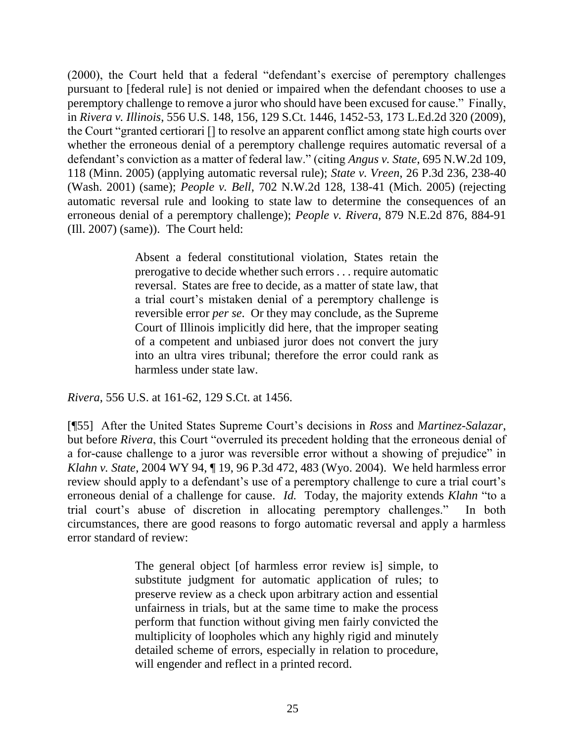(2000), the Court held that a federal "defendant's exercise of peremptory challenges pursuant to [federal rule] is not denied or impaired when the defendant chooses to use a peremptory challenge to remove a juror who should have been excused for cause." Finally, in *Rivera v. Illinois*, 556 U.S. 148, 156, 129 S.Ct. 1446, 1452-53, 173 L.Ed.2d 320 (2009), the Court "granted certiorari [] to resolve an apparent conflict among state high courts over whether the erroneous denial of a peremptory challenge requires automatic reversal of a defendant's conviction as a matter of federal law." (citing *Angus v. State*, 695 N.W.2d 109, 118 (Minn. 2005) (applying automatic reversal rule); *State v. Vreen*, 26 P.3d 236, 238-40 (Wash. 2001) (same); *People v. Bell*, 702 N.W.2d 128, 138-41 (Mich. 2005) (rejecting automatic reversal rule and looking to state law to determine the consequences of an erroneous denial of a peremptory challenge); *People v. Rivera*, 879 N.E.2d 876, 884-91 (Ill. 2007) (same)). The Court held:

> Absent a federal constitutional violation, States retain the prerogative to decide whether such errors . . . require automatic reversal. States are free to decide, as a matter of state law, that a trial court's mistaken denial of a peremptory challenge is reversible error *per se*. Or they may conclude, as the Supreme Court of Illinois implicitly did here, that the improper seating of a competent and unbiased juror does not convert the jury into an ultra vires tribunal; therefore the error could rank as harmless under state law.

*Rivera*, 556 U.S. at 161-62, 129 S.Ct. at 1456.

[¶55] After the United States Supreme Court's decisions in *Ross* and *Martinez-Salazar*, but before *Rivera*, this Court "overruled its precedent holding that the erroneous denial of a for-cause challenge to a juror was reversible error without a showing of prejudice" in *Klahn v. State*, 2004 WY 94, ¶ 19, 96 P.3d 472, 483 (Wyo. 2004). We held harmless error review should apply to a defendant's use of a peremptory challenge to cure a trial court's erroneous denial of a challenge for cause. *Id.* Today, the majority extends *Klahn* "to a trial court's abuse of discretion in allocating peremptory challenges." In both circumstances, there are good reasons to forgo automatic reversal and apply a harmless error standard of review:

> The general object [of harmless error review is] simple, to substitute judgment for automatic application of rules; to preserve review as a check upon arbitrary action and essential unfairness in trials, but at the same time to make the process perform that function without giving men fairly convicted the multiplicity of loopholes which any highly rigid and minutely detailed scheme of errors, especially in relation to procedure, will engender and reflect in a printed record.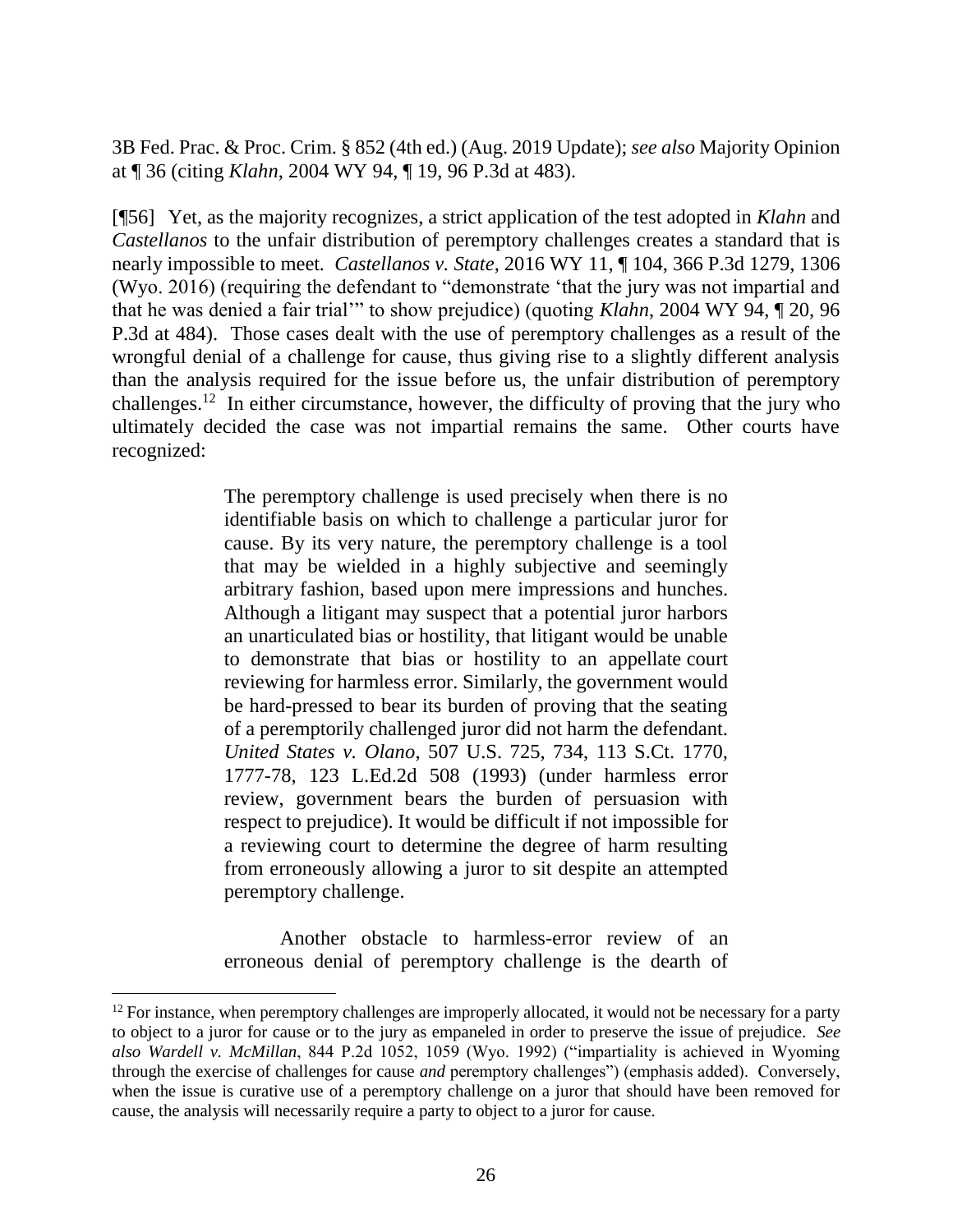3B Fed. Prac. & Proc. Crim. § 852 (4th ed.) (Aug. 2019 Update); *see also* Majority Opinion at ¶ 36 (citing *Klahn*, 2004 WY 94, ¶ 19, 96 P.3d at 483).

[¶56] Yet, as the majority recognizes, a strict application of the test adopted in *Klahn* and *Castellanos* to the unfair distribution of peremptory challenges creates a standard that is nearly impossible to meet. *Castellanos v. State*, 2016 WY 11, ¶ 104, 366 P.3d 1279, 1306 (Wyo. 2016) (requiring the defendant to "demonstrate 'that the jury was not impartial and that he was denied a fair trial'" to show prejudice) (quoting *Klahn*, 2004 WY 94, ¶ 20, 96 P.3d at 484). Those cases dealt with the use of peremptory challenges as a result of the wrongful denial of a challenge for cause, thus giving rise to a slightly different analysis than the analysis required for the issue before us, the unfair distribution of peremptory challenges.[12] In either circumstance, however, the difficulty of proving that the jury who ultimately decided the case was not impartial remains the same. Other courts have recognized:

> The peremptory challenge is used precisely when there is no identifiable basis on which to challenge a particular juror for cause. By its very nature, the peremptory challenge is a tool that may be wielded in a highly subjective and seemingly arbitrary fashion, based upon mere impressions and hunches. Although a litigant may suspect that a potential juror harbors an unarticulated bias or hostility, that litigant would be unable to demonstrate that bias or hostility to an appellate court reviewing for harmless error. Similarly, the government would be hard-pressed to bear its burden of proving that the seating of a peremptorily challenged juror did not harm the defendant. *United States v. Olano*, 507 U.S. 725, 734, 113 S.Ct. 1770, 1777-78, 123 L.Ed.2d 508 (1993) (under harmless error review, government bears the burden of persuasion with respect to prejudice). It would be difficult if not impossible for a reviewing court to determine the degree of harm resulting from erroneously allowing a juror to sit despite an attempted peremptory challenge.
>
> Another obstacle to harmless-error review of an erroneous denial of peremptory challenge is the dearth of

---

[12] For instance, when peremptory challenges are improperly allocated, it would not be necessary for a party to object to a juror for cause or to the jury as empaneled in order to preserve the issue of prejudice. *See also Wardell v. McMillan*, 844 P.2d 1052, 1059 (Wyo. 1992) ("impartiality is achieved in Wyoming through the exercise of challenges for cause *and* peremptory challenges") (emphasis added). Conversely, when the issue is curative use of a peremptory challenge on a juror that should have been removed for cause, the analysis will necessarily require a party to object to a juror for cause.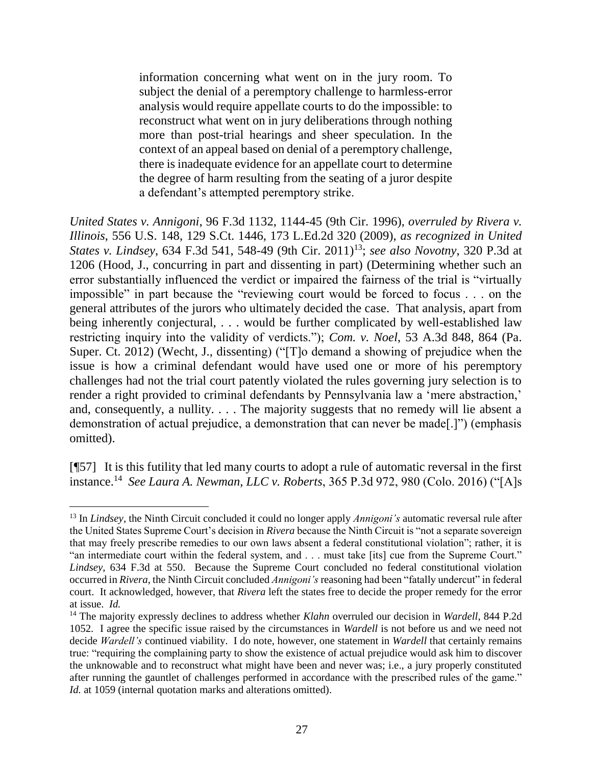> information concerning what went on in the jury room. To subject the denial of a peremptory challenge to harmless-error analysis would require appellate courts to do the impossible: to reconstruct what went on in jury deliberations through nothing more than post-trial hearings and sheer speculation. In the context of an appeal based on denial of a peremptory challenge, there is inadequate evidence for an appellate court to determine the degree of harm resulting from the seating of a juror despite a defendant's attempted peremptory strike.

*United States v. Annigoni*, 96 F.3d 1132, 1144-45 (9th Cir. 1996), *overruled by Rivera v. Illinois*, 556 U.S. 148, 129 S.Ct. 1446, 173 L.Ed.2d 320 (2009), *as recognized in United States v. Lindsey*, 634 F.3d 541, 548-49 (9th Cir. 2011)[13]; *see also Novotny*, 320 P.3d at 1206 (Hood, J., concurring in part and dissenting in part) (Determining whether such an error substantially influenced the verdict or impaired the fairness of the trial is "virtually impossible" in part because the "reviewing court would be forced to focus . . . on the general attributes of the jurors who ultimately decided the case. That analysis, apart from being inherently conjectural, . . . would be further complicated by well-established law restricting inquiry into the validity of verdicts."); *Com. v. Noel*, 53 A.3d 848, 864 (Pa. Super. Ct. 2012) (Wecht, J., dissenting) ("[T]o demand a showing of prejudice when the issue is how a criminal defendant would have used one or more of his peremptory challenges had not the trial court patently violated the rules governing jury selection is to render a right provided to criminal defendants by Pennsylvania law a 'mere abstraction,' and, consequently, a nullity. . . . The majority suggests that no remedy will lie absent a demonstration of actual prejudice, a demonstration that can never be made[.]") (emphasis omitted).

[¶57] It is this futility that led many courts to adopt a rule of automatic reversal in the first instance.[14] *See Laura A. Newman, LLC v. Roberts*, 365 P.3d 972, 980 (Colo. 2016) ("[A]s

---

[13] In *Lindsey*, the Ninth Circuit concluded it could no longer apply *Annigoni's* automatic reversal rule after the United States Supreme Court's decision in *Rivera* because the Ninth Circuit is "not a separate sovereign that may freely prescribe remedies to our own laws absent a federal constitutional violation"; rather, it is "an intermediate court within the federal system, and . . . must take [its] cue from the Supreme Court." *Lindsey*, 634 F.3d at 550. Because the Supreme Court concluded no federal constitutional violation occurred in *Rivera*, the Ninth Circuit concluded *Annigoni's* reasoning had been "fatally undercut" in federal court. It acknowledged, however, that *Rivera* left the states free to decide the proper remedy for the error at issue. *Id.*

[14] The majority expressly declines to address whether *Klahn* overruled our decision in *Wardell*, 844 P.2d 1052. I agree the specific issue raised by the circumstances in *Wardell* is not before us and we need not decide *Wardell's* continued viability. I do note, however, one statement in *Wardell* that certainly remains true: "requiring the complaining party to show the existence of actual prejudice would ask him to discover the unknowable and to reconstruct what might have been and never was; i.e., a jury properly constituted after running the gauntlet of challenges performed in accordance with the prescribed rules of the game." *Id.* at 1059 (internal quotation marks and alterations omitted).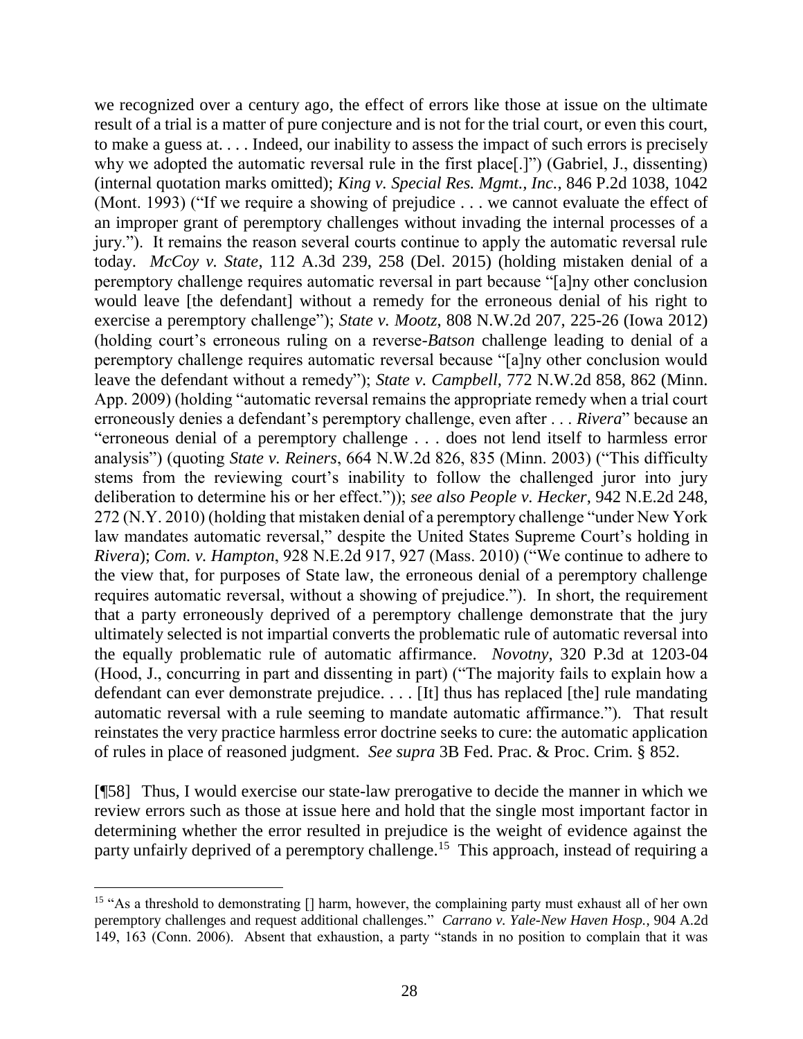we recognized over a century ago, the effect of errors like those at issue on the ultimate result of a trial is a matter of pure conjecture and is not for the trial court, or even this court, to make a guess at. . . . Indeed, our inability to assess the impact of such errors is precisely why we adopted the automatic reversal rule in the first place[.]") (Gabriel, J., dissenting) (internal quotation marks omitted); *King v. Special Res. Mgmt., Inc.*, 846 P.2d 1038, 1042 (Mont. 1993) ("If we require a showing of prejudice . . . we cannot evaluate the effect of an improper grant of peremptory challenges without invading the internal processes of a jury."). It remains the reason several courts continue to apply the automatic reversal rule today. *McCoy v. State*, 112 A.3d 239, 258 (Del. 2015) (holding mistaken denial of a peremptory challenge requires automatic reversal in part because "[a]ny other conclusion would leave [the defendant] without a remedy for the erroneous denial of his right to exercise a peremptory challenge"); *State v. Mootz*, 808 N.W.2d 207, 225-26 (Iowa 2012) (holding court's erroneous ruling on a reverse-*Batson* challenge leading to denial of a peremptory challenge requires automatic reversal because "[a]ny other conclusion would leave the defendant without a remedy"); *State v. Campbell*, 772 N.W.2d 858, 862 (Minn. App. 2009) (holding "automatic reversal remains the appropriate remedy when a trial court erroneously denies a defendant's peremptory challenge, even after . . . *Rivera*" because an "erroneous denial of a peremptory challenge . . . does not lend itself to harmless error analysis") (quoting *State v. Reiners*, 664 N.W.2d 826, 835 (Minn. 2003) ("This difficulty stems from the reviewing court's inability to follow the challenged juror into jury deliberation to determine his or her effect.")); *see also People v. Hecker*, 942 N.E.2d 248, 272 (N.Y. 2010) (holding that mistaken denial of a peremptory challenge "under New York law mandates automatic reversal," despite the United States Supreme Court's holding in *Rivera*); *Com. v. Hampton*, 928 N.E.2d 917, 927 (Mass. 2010) ("We continue to adhere to the view that, for purposes of State law, the erroneous denial of a peremptory challenge requires automatic reversal, without a showing of prejudice."). In short, the requirement that a party erroneously deprived of a peremptory challenge demonstrate that the jury ultimately selected is not impartial converts the problematic rule of automatic reversal into the equally problematic rule of automatic affirmance. *Novotny*, 320 P.3d at 1203-04 (Hood, J., concurring in part and dissenting in part) ("The majority fails to explain how a defendant can ever demonstrate prejudice. . . . [It] thus has replaced [the] rule mandating automatic reversal with a rule seeming to mandate automatic affirmance."). That result reinstates the very practice harmless error doctrine seeks to cure: the automatic application of rules in place of reasoned judgment. *See supra* 3B Fed. Prac. & Proc. Crim. § 852.

[¶58] Thus, I would exercise our state-law prerogative to decide the manner in which we review errors such as those at issue here and hold that the single most important factor in determining whether the error resulted in prejudice is the weight of evidence against the party unfairly deprived of a peremptory challenge.[15] This approach, instead of requiring a

[15] "As a threshold to demonstrating [] harm, however, the complaining party must exhaust all of her own peremptory challenges and request additional challenges." *Carrano v. Yale-New Haven Hosp.*, 904 A.2d 149, 163 (Conn. 2006). Absent that exhaustion, a party "stands in no position to complain that it was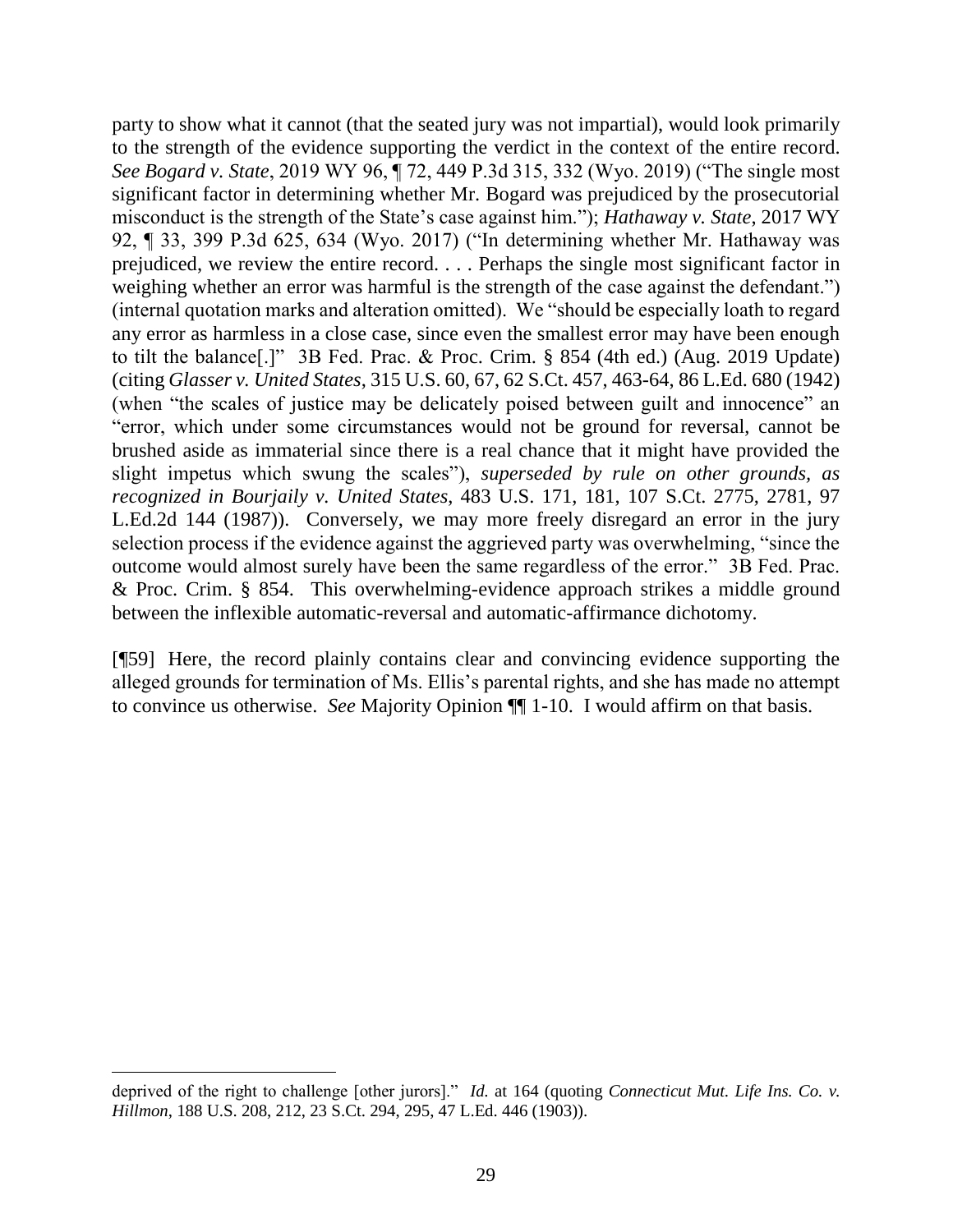party to show what it cannot (that the seated jury was not impartial), would look primarily to the strength of the evidence supporting the verdict in the context of the entire record. *See Bogard v. State*, 2019 WY 96, ¶ 72, 449 P.3d 315, 332 (Wyo. 2019) ("The single most significant factor in determining whether Mr. Bogard was prejudiced by the prosecutorial misconduct is the strength of the State's case against him."); *Hathaway v. State*, 2017 WY 92, ¶ 33, 399 P.3d 625, 634 (Wyo. 2017) ("In determining whether Mr. Hathaway was prejudiced, we review the entire record. . . . Perhaps the single most significant factor in weighing whether an error was harmful is the strength of the case against the defendant.") (internal quotation marks and alteration omitted). We "should be especially loath to regard any error as harmless in a close case, since even the smallest error may have been enough to tilt the balance[.]" 3B Fed. Prac. & Proc. Crim. § 854 (4th ed.) (Aug. 2019 Update) (citing *Glasser v. United States*, 315 U.S. 60, 67, 62 S.Ct. 457, 463-64, 86 L.Ed. 680 (1942) (when "the scales of justice may be delicately poised between guilt and innocence" an "error, which under some circumstances would not be ground for reversal, cannot be brushed aside as immaterial since there is a real chance that it might have provided the slight impetus which swung the scales"), *superseded by rule on other grounds, as recognized in Bourjaily v. United States*, 483 U.S. 171, 181, 107 S.Ct. 2775, 2781, 97 L.Ed.2d 144 (1987)). Conversely, we may more freely disregard an error in the jury selection process if the evidence against the aggrieved party was overwhelming, "since the outcome would almost surely have been the same regardless of the error." 3B Fed. Prac. & Proc. Crim. § 854. This overwhelming-evidence approach strikes a middle ground between the inflexible automatic-reversal and automatic-affirmance dichotomy.

[¶59] Here, the record plainly contains clear and convincing evidence supporting the alleged grounds for termination of Ms. Ellis's parental rights, and she has made no attempt to convince us otherwise. *See* Majority Opinion ¶¶ 1-10. I would affirm on that basis.

---

deprived of the right to challenge [other jurors]." *Id.* at 164 (quoting *Connecticut Mut. Life Ins. Co. v. Hillmon*, 188 U.S. 208, 212, 23 S.Ct. 294, 295, 47 L.Ed. 446 (1903)).